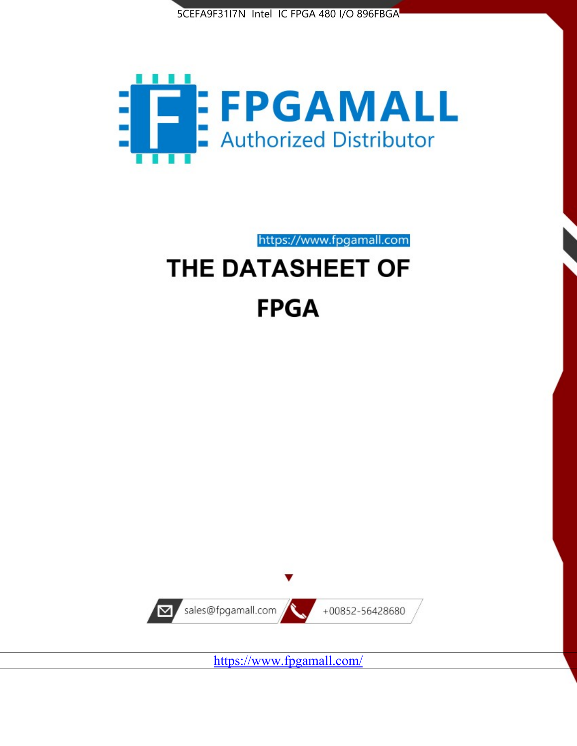5CEFA9F31I7N Intel IC FPGA 480 I/O 896FBGA

FPGAMALL

Authorized Distributor

https://www.fpgamall.com

# THE DATASHEET OF

# FPGA

sales@fpgamall.com

+00852-56428680

https://www.fpgamall.com/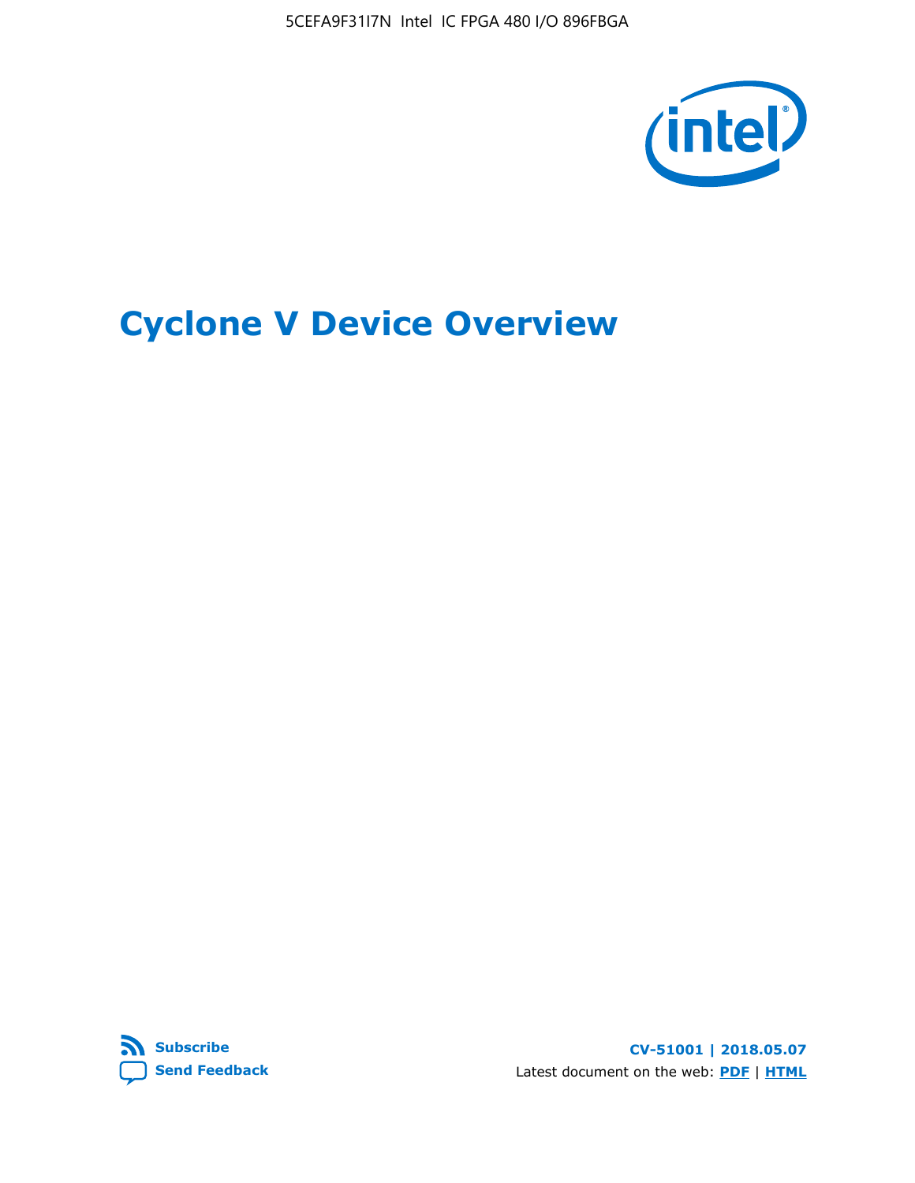# Cyclone V Device Overview

**Subscribe**
**Send Feedback**

**CV-51001 | 2018.05.07**

Latest document on the web: **PDF** | **HTML**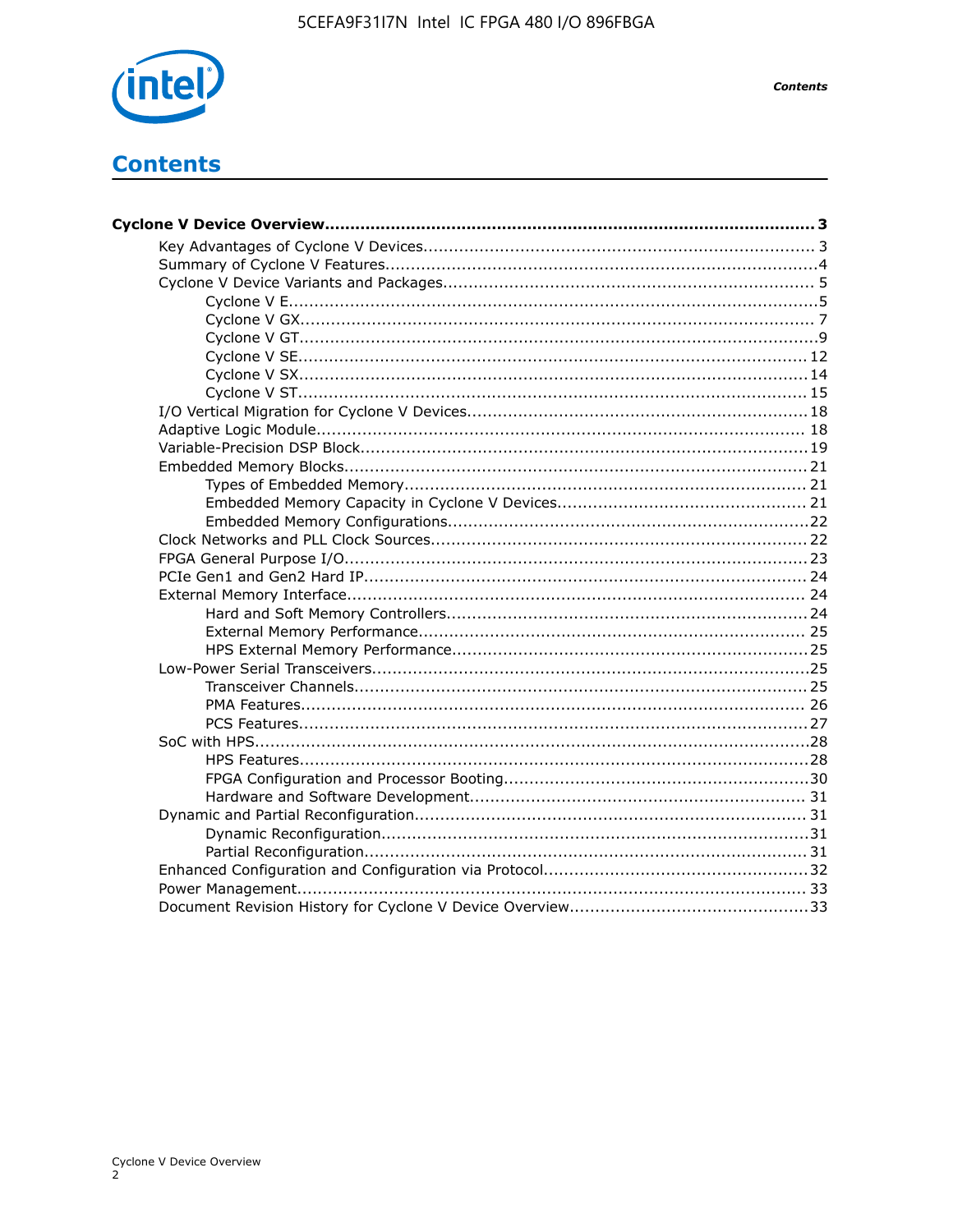# Contents

**Cyclone V Device Overview................................................................................................ 3**

- Key Advantages of Cyclone V Devices............................................................................ 3
- Summary of Cyclone V Features....................................................................................4
- Cyclone V Device Variants and Packages........................................................................ 5
  - Cyclone V E.......................................................................................................5
  - Cyclone V GX.................................................................................................... 7
  - Cyclone V GT.....................................................................................................9
  - Cyclone V SE.................................................................................................... 12
  - Cyclone V SX.................................................................................................... 14
  - Cyclone V ST.................................................................................................... 15
- I/O Vertical Migration for Cyclone V Devices.................................................................. 18
- Adaptive Logic Module................................................................................................ 18
- Variable-Precision DSP Block....................................................................................... 19
- Embedded Memory Blocks.......................................................................................... 21
  - Types of Embedded Memory.............................................................................. 21
  - Embedded Memory Capacity in Cyclone V Devices................................................. 21
  - Embedded Memory Configurations......................................................................22
- Clock Networks and PLL Clock Sources......................................................................... 22
- FPGA General Purpose I/O.......................................................................................... 23
- PCIe Gen1 and Gen2 Hard IP...................................................................................... 24
- External Memory Interface.......................................................................................... 24
  - Hard and Soft Memory Controllers...................................................................... 24
  - External Memory Performance........................................................................... 25
  - HPS External Memory Performance..................................................................... 25
- Low-Power Serial Transceivers.....................................................................................25
  - Transceiver Channels........................................................................................ 25
  - PMA Features.................................................................................................. 26
  - PCS Features................................................................................................... 27
- SoC with HPS............................................................................................................28
  - HPS Features................................................................................................... 28
  - FPGA Configuration and Processor Booting...........................................................30
  - Hardware and Software Development................................................................. 31
- Dynamic and Partial Reconfiguration............................................................................ 31
  - Dynamic Reconfiguration...................................................................................31
  - Partial Reconfiguration...................................................................................... 31
- Enhanced Configuration and Configuration via Protocol...................................................32
- Power Management................................................................................................... 33
- Document Revision History for Cyclone V Device Overview...............................................33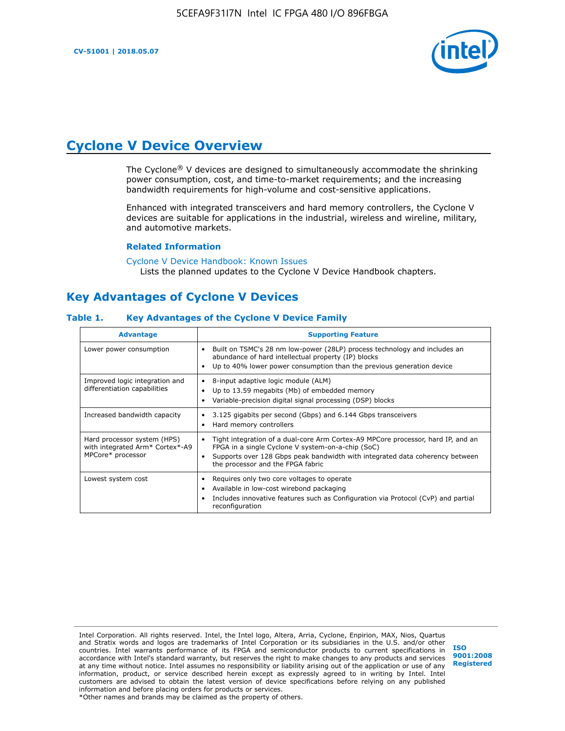# Cyclone V Device Overview

The Cyclone® V devices are designed to simultaneously accommodate the shrinking power consumption, cost, and time-to-market requirements; and the increasing bandwidth requirements for high-volume and cost-sensitive applications.

Enhanced with integrated transceivers and hard memory controllers, the Cyclone V devices are suitable for applications in the industrial, wireless and wireline, military, and automotive markets.

### Related Information

Cyclone V Device Handbook: Known Issues
Lists the planned updates to the Cyclone V Device Handbook chapters.

## Key Advantages of Cyclone V Devices

### Table 1. Key Advantages of the Cyclone V Device Family

| Advantage | Supporting Feature |
| --- | --- |
| Lower power consumption | • Built on TSMC's 28 nm low-power (28LP) process technology and includes an abundance of hard intellectual property (IP) blocks<br>• Up to 40% lower power consumption than the previous generation device |
| Improved logic integration and differentiation capabilities | • 8-input adaptive logic module (ALM)<br>• Up to 13.59 megabits (Mb) of embedded memory<br>• Variable-precision digital signal processing (DSP) blocks |
| Increased bandwidth capacity | • 3.125 gigabits per second (Gbps) and 6.144 Gbps transceivers<br>• Hard memory controllers |
| Hard processor system (HPS) with integrated Arm* Cortex*-A9 MPCore* processor | • Tight integration of a dual-core Arm Cortex-A9 MPCore processor, hard IP, and an FPGA in a single Cyclone V system-on-a-chip (SoC)<br>• Supports over 128 Gbps peak bandwidth with integrated data coherency between the processor and the FPGA fabric |
| Lowest system cost | • Requires only two core voltages to operate<br>• Available in low-cost wirebond packaging<br>• Includes innovative features such as Configuration via Protocol (CvP) and partial reconfiguration |

Intel Corporation. All rights reserved. Intel, the Intel logo, Altera, Arria, Cyclone, Enpirion, MAX, Nios, Quartus and Stratix words and logos are trademarks of Intel Corporation or its subsidiaries in the U.S. and/or other countries. Intel warrants performance of its FPGA and semiconductor products to current specifications in accordance with Intel's standard warranty, but reserves the right to make changes to any products and services at any time without notice. Intel assumes no responsibility or liability arising out of the application or use of any information, product, or service described herein except as expressly agreed to in writing by Intel. Intel customers are advised to obtain the latest version of device specifications before relying on any published information and before placing orders for products or services.
*Other names and brands may be claimed as the property of others.

ISO 9001:2008 Registered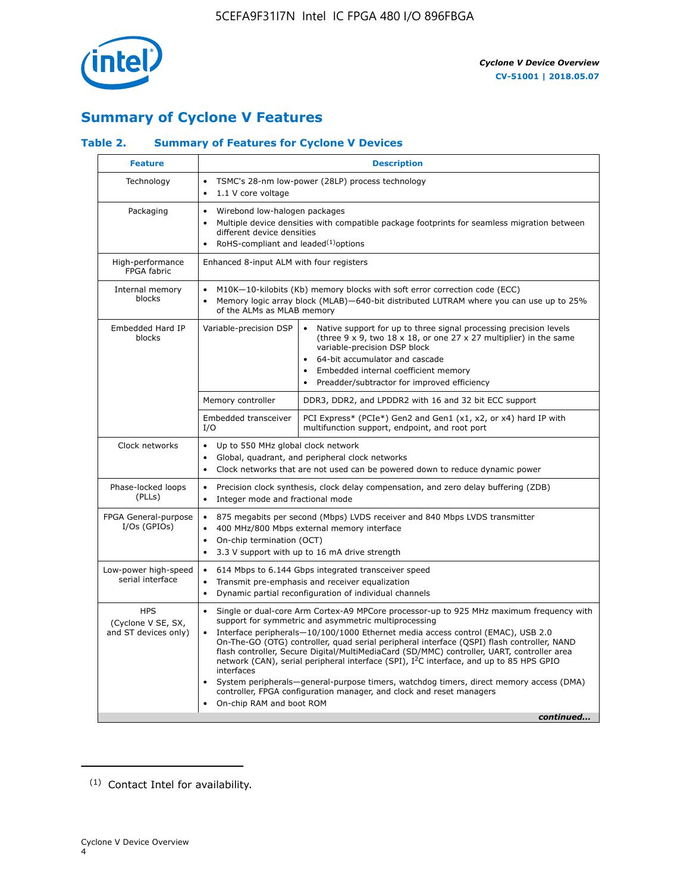## Summary of Cyclone V Features

### Table 2. Summary of Features for Cyclone V Devices

| Feature | Description | |
|---|---|---|
| Technology | • TSMC's 28-nm low-power (28LP) process technology<br>• 1.1 V core voltage | |
| Packaging | • Wirebond low-halogen packages<br>• Multiple device densities with compatible package footprints for seamless migration between different device densities<br>• RoHS-compliant and leaded[(1)] options | |
| High-performance FPGA fabric | Enhanced 8-input ALM with four registers | |
| Internal memory blocks | • M10K—10-kilobits (Kb) memory blocks with soft error correction code (ECC)<br>• Memory logic array block (MLAB)—640-bit distributed LUTRAM where you can use up to 25% of the ALMs as MLAB memory | |
| Embedded Hard IP blocks | Variable-precision DSP | • Native support for up to three signal processing precision levels (three 9 x 9, two 18 x 18, or one 27 x 27 multiplier) in the same variable-precision DSP block<br>• 64-bit accumulator and cascade<br>• Embedded internal coefficient memory<br>• Preadder/subtractor for improved efficiency |
| | Memory controller | DDR3, DDR2, and LPDDR2 with 16 and 32 bit ECC support |
| | Embedded transceiver I/O | PCI Express* (PCIe*) Gen2 and Gen1 (x1, x2, or x4) hard IP with multifunction support, endpoint, and root port |
| Clock networks | • Up to 550 MHz global clock network<br>• Global, quadrant, and peripheral clock networks<br>• Clock networks that are not used can be powered down to reduce dynamic power | |
| Phase-locked loops (PLLs) | • Precision clock synthesis, clock delay compensation, and zero delay buffering (ZDB)<br>• Integer mode and fractional mode | |
| FPGA General-purpose I/Os (GPIOs) | • 875 megabits per second (Mbps) LVDS receiver and 840 Mbps LVDS transmitter<br>• 400 MHz/800 Mbps external memory interface<br>• On-chip termination (OCT)<br>• 3.3 V support with up to 16 mA drive strength | |
| Low-power high-speed serial interface | • 614 Mbps to 6.144 Gbps integrated transceiver speed<br>• Transmit pre-emphasis and receiver equalization<br>• Dynamic partial reconfiguration of individual channels | |
| HPS (Cyclone V SE, SX, and ST devices only) | • Single or dual-core Arm Cortex-A9 MPCore processor-up to 925 MHz maximum frequency with support for symmetric and asymmetric multiprocessing<br>• Interface peripherals—10/100/1000 Ethernet media access control (EMAC), USB 2.0 On-The-GO (OTG) controller, quad serial peripheral interface (QSPI) flash controller, NAND flash controller, Secure Digital/MultiMediaCard (SD/MMC) controller, UART, controller area network (CAN), serial peripheral interface (SPI), I²C interface, and up to 85 HPS GPIO interfaces<br>• System peripherals—general-purpose timers, watchdog timers, direct memory access (DMA) controller, FPGA configuration manager, and clock and reset managers<br>• On-chip RAM and boot ROM | |

*continued...*

(1) Contact Intel for availability.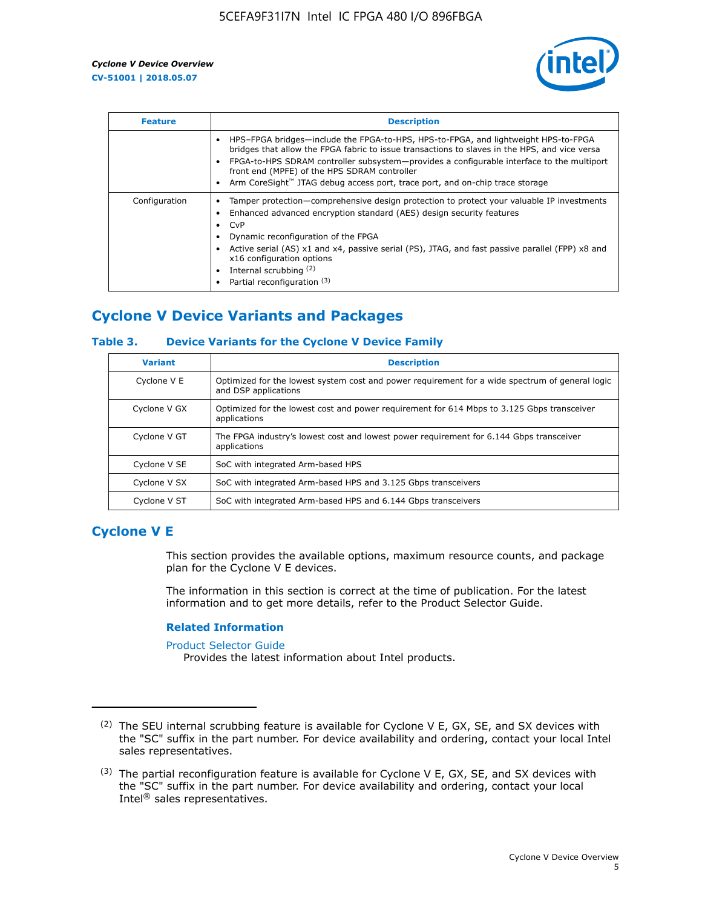| Feature | Description |
| --- | --- |
| | • HPS–FPGA bridges—include the FPGA-to-HPS, HPS-to-FPGA, and lightweight HPS-to-FPGA bridges that allow the FPGA fabric to issue transactions to slaves in the HPS, and vice versa<br>• FPGA-to-HPS SDRAM controller subsystem—provides a configurable interface to the multiport front end (MPFE) of the HPS SDRAM controller<br>• Arm CoreSight™ JTAG debug access port, trace port, and on-chip trace storage |
| Configuration | • Tamper protection—comprehensive design protection to protect your valuable IP investments<br>• Enhanced advanced encryption standard (AES) design security features<br>• CvP<br>• Dynamic reconfiguration of the FPGA<br>• Active serial (AS) x1 and x4, passive serial (PS), JTAG, and fast passive parallel (FPP) x8 and x16 configuration options<br>• Internal scrubbing (2)<br>• Partial reconfiguration (3) |

## Cyclone V Device Variants and Packages

### Table 3. Device Variants for the Cyclone V Device Family

| Variant | Description |
| --- | --- |
| Cyclone V E | Optimized for the lowest system cost and power requirement for a wide spectrum of general logic and DSP applications |
| Cyclone V GX | Optimized for the lowest cost and power requirement for 614 Mbps to 3.125 Gbps transceiver applications |
| Cyclone V GT | The FPGA industry's lowest cost and lowest power requirement for 6.144 Gbps transceiver applications |
| Cyclone V SE | SoC with integrated Arm-based HPS |
| Cyclone V SX | SoC with integrated Arm-based HPS and 3.125 Gbps transceivers |
| Cyclone V ST | SoC with integrated Arm-based HPS and 6.144 Gbps transceivers |

## Cyclone V E

This section provides the available options, maximum resource counts, and package plan for the Cyclone V E devices.

The information in this section is correct at the time of publication. For the latest information and to get more details, refer to the Product Selector Guide.

### Related Information

Product Selector Guide
Provides the latest information about Intel products.

---

(2) The SEU internal scrubbing feature is available for Cyclone V E, GX, SE, and SX devices with the "SC" suffix in the part number. For device availability and ordering, contact your local Intel sales representatives.

(3) The partial reconfiguration feature is available for Cyclone V E, GX, SE, and SX devices with the "SC" suffix in the part number. For device availability and ordering, contact your local Intel® sales representatives.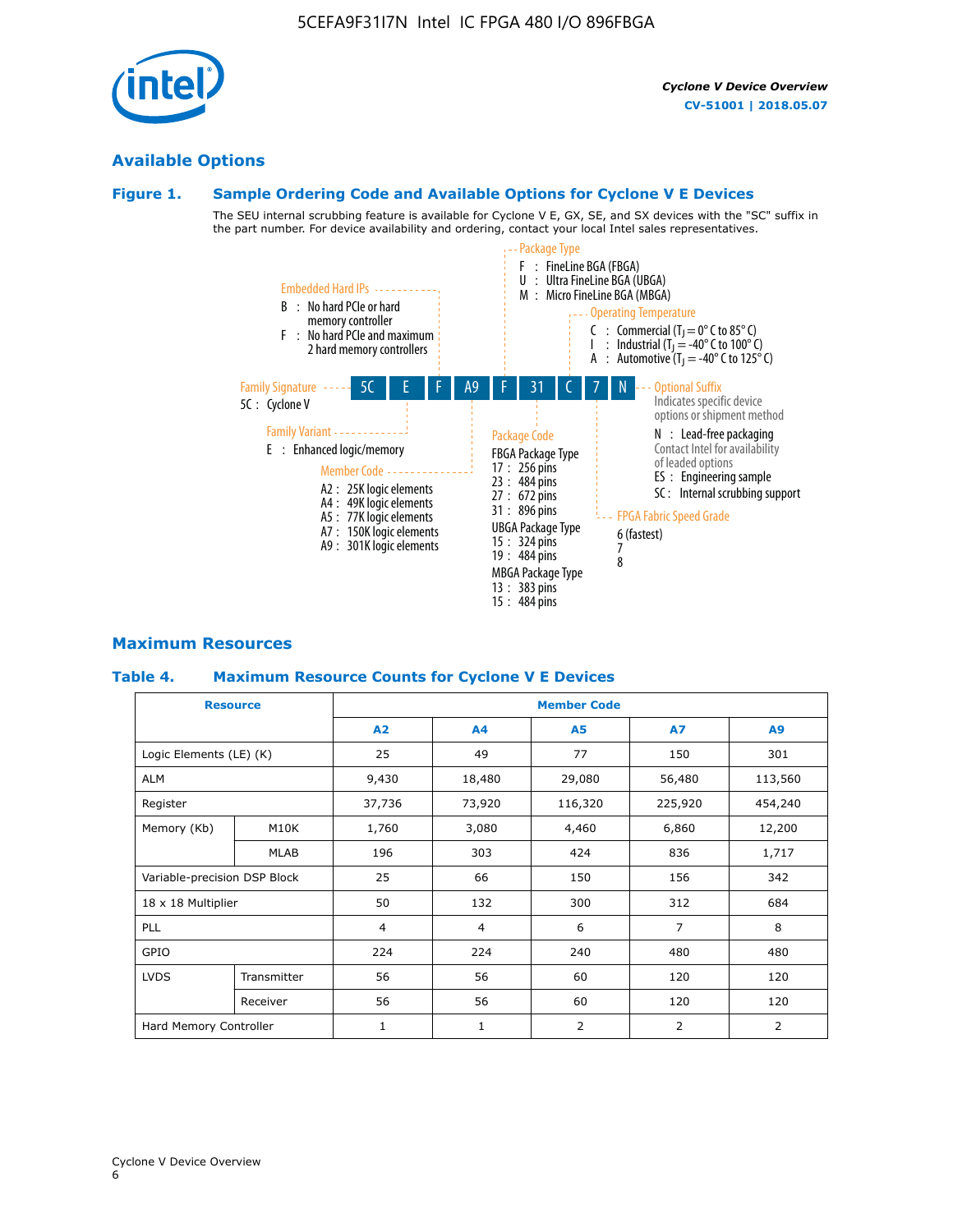## Available Options

### Figure 1. Sample Ordering Code and Available Options for Cyclone V E Devices

The SEU internal scrubbing feature is available for Cyclone V E, GX, SE, and SX devices with the "SC" suffix in the part number. For device availability and ordering, contact your local Intel sales representatives.

**Sample ordering code:** 5C E F A9 F 31 C 7 N

- **Family Signature** (5C)
  - 5C : Cyclone V
- **Family Variant** (E)
  - E : Enhanced logic/memory
- **Embedded Hard IPs** (F)
  - B : No hard PCIe or hard memory controller
  - F : No hard PCIe and maximum 2 hard memory controllers
- **Member Code** (A9)
  - A2 : 25K logic elements
  - A4 : 49K logic elements
  - A5 : 77K logic elements
  - A7 : 150K logic elements
  - A9 : 301K logic elements
- **Package Type** (F)
  - F : FineLine BGA (FBGA)
  - U : Ultra FineLine BGA (UBGA)
  - M : Micro FineLine BGA (MBGA)
- **Package Code** (31)
  - FBGA Package Type
    - 17 : 256 pins
    - 23 : 484 pins
    - 27 : 672 pins
    - 31 : 896 pins
  - UBGA Package Type
    - 15 : 324 pins
    - 19 : 484 pins
  - MBGA Package Type
    - 13 : 383 pins
    - 15 : 484 pins
- **Operating Temperature** (C)
  - C : Commercial ($T_J$ = 0° C to 85° C)
  - I : Industrial ($T_J$ = -40° C to 100° C)
  - A : Automotive ($T_J$ = -40° C to 125° C)
- **FPGA Fabric Speed Grade** (7)
  - 6 (fastest)
  - 7
  - 8
- **Optional Suffix** (N)
  - Indicates specific device options or shipment method
  - N : Lead-free packaging
  - Contact Intel for availability of leaded options
  - ES : Engineering sample
  - SC : Internal scrubbing support

## Maximum Resources

### Table 4. Maximum Resource Counts for Cyclone V E Devices

| Resource | | Member Code | | | | |
|---|---|---|---|---|---|---|
| | | A2 | A4 | A5 | A7 | A9 |
| Logic Elements (LE) (K) | | 25 | 49 | 77 | 150 | 301 |
| ALM | | 9,430 | 18,480 | 29,080 | 56,480 | 113,560 |
| Register | | 37,736 | 73,920 | 116,320 | 225,920 | 454,240 |
| Memory (Kb) | M10K | 1,760 | 3,080 | 4,460 | 6,860 | 12,200 |
| | MLAB | 196 | 303 | 424 | 836 | 1,717 |
| Variable-precision DSP Block | | 25 | 66 | 150 | 156 | 342 |
| 18 x 18 Multiplier | | 50 | 132 | 300 | 312 | 684 |
| PLL | | 4 | 4 | 6 | 7 | 8 |
| GPIO | | 224 | 224 | 240 | 480 | 480 |
| LVDS | Transmitter | 56 | 56 | 60 | 120 | 120 |
| | Receiver | 56 | 56 | 60 | 120 | 120 |
| Hard Memory Controller | | 1 | 1 | 2 | 2 | 2 |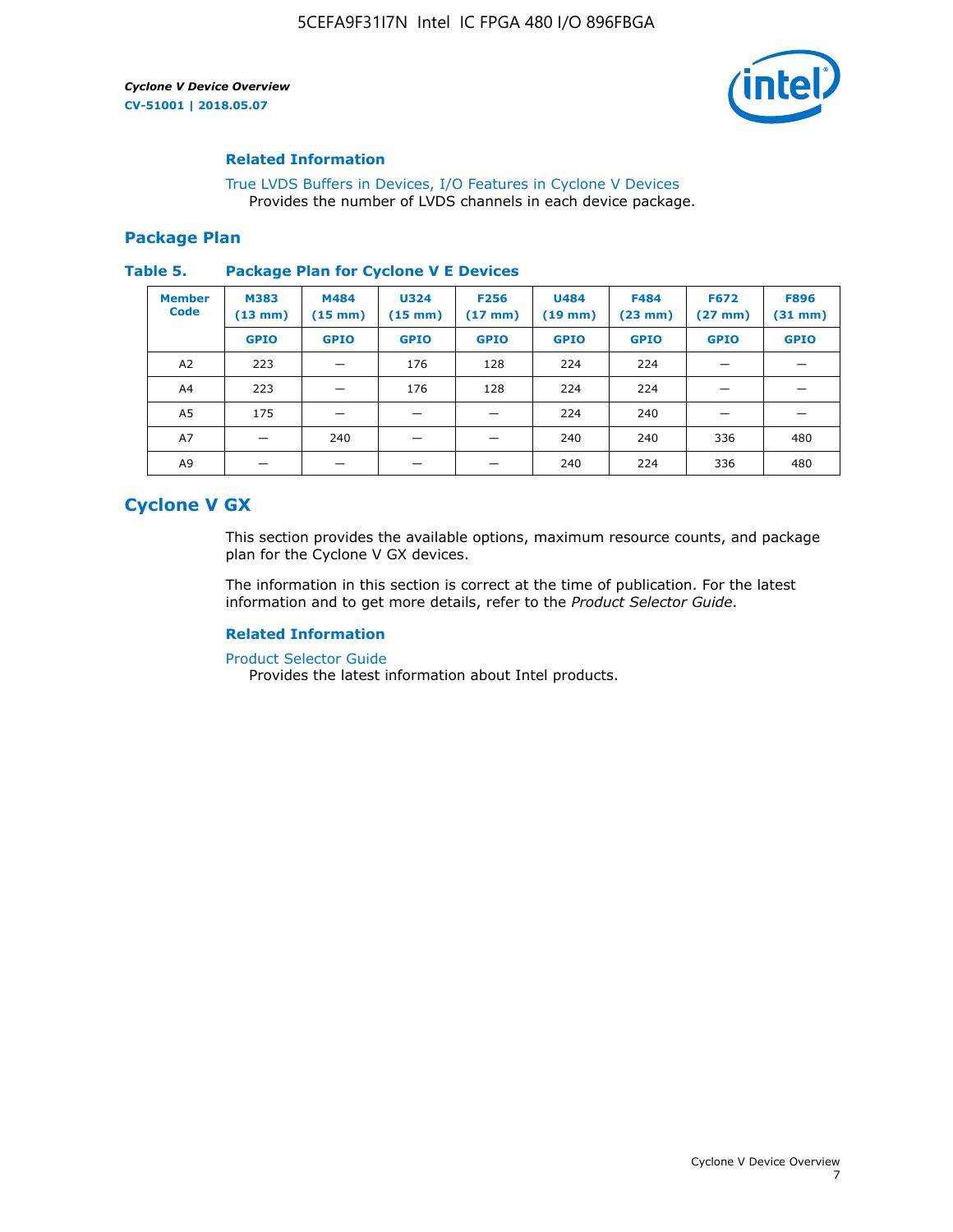### Related Information

True LVDS Buffers in Devices, I/O Features in Cyclone V Devices
Provides the number of LVDS channels in each device package.

## Package Plan

**Table 5. Package Plan for Cyclone V E Devices**

| Member Code | M383 (13 mm) | M484 (15 mm) | U324 (15 mm) | F256 (17 mm) | U484 (19 mm) | F484 (23 mm) | F672 (27 mm) | F896 (31 mm) |
|---|---|---|---|---|---|---|---|---|
| | GPIO | GPIO | GPIO | GPIO | GPIO | GPIO | GPIO | GPIO |
| A2 | 223 | — | 176 | 128 | 224 | 224 | — | — |
| A4 | 223 | — | 176 | 128 | 224 | 224 | — | — |
| A5 | 175 | — | — | — | 224 | 240 | — | — |
| A7 | — | 240 | — | — | 240 | 240 | 336 | 480 |
| A9 | — | — | — | — | 240 | 224 | 336 | 480 |

# Cyclone V GX

This section provides the available options, maximum resource counts, and package plan for the Cyclone V GX devices.

The information in this section is correct at the time of publication. For the latest information and to get more details, refer to the *Product Selector Guide*.

### Related Information

Product Selector Guide
Provides the latest information about Intel products.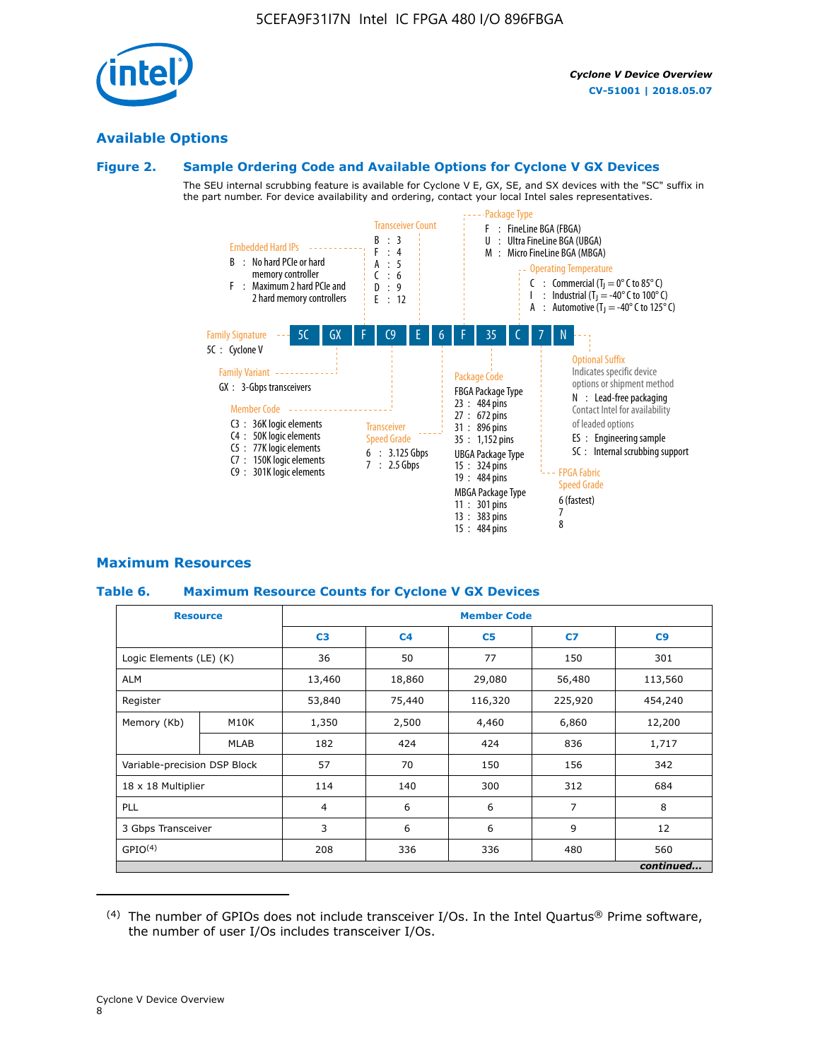## Available Options

### Figure 2. Sample Ordering Code and Available Options for Cyclone V GX Devices

The SEU internal scrubbing feature is available for Cyclone V E, GX, SE, and SX devices with the "SC" suffix in the part number. For device availability and ordering, contact your local Intel sales representatives.

**5C GX F C9 E 6 F 35 C 7 N**

**Family Signature**
- 5C : Cyclone V

**Family Variant**
- GX : 3-Gbps transceivers

**Embedded Hard IPs**
- B : No hard PCIe or hard memory controller
- F : Maximum 2 hard PCIe and 2 hard memory controllers

**Member Code**
- C3 : 36K logic elements
- C4 : 50K logic elements
- C5 : 77K logic elements
- C7 : 150K logic elements
- C9 : 301K logic elements

**Transceiver Count**
- B : 3
- F : 4
- A : 5
- C : 6
- D : 9
- E : 12

**Transceiver Speed Grade**
- 6 : 3.125 Gbps
- 7 : 2.5 Gbps

**Package Type**
- F : FineLine BGA (FBGA)
- U : Ultra FineLine BGA (UBGA)
- M : Micro FineLine BGA (MBGA)

**Package Code**
- FBGA Package Type
  - 23 : 484 pins
  - 27 : 672 pins
  - 31 : 896 pins
  - 35 : 1,152 pins
- UBGA Package Type
  - 15 : 324 pins
  - 19 : 484 pins
- MBGA Package Type
  - 11 : 301 pins
  - 13 : 383 pins
  - 15 : 484 pins

**Operating Temperature**
- C : Commercial ($T_J$ = 0° C to 85° C)
- I : Industrial ($T_J$ = -40° C to 100° C)
- A : Automotive ($T_J$ = -40° C to 125° C)

**FPGA Fabric Speed Grade**
- 6 (fastest)
- 7
- 8

**Optional Suffix**
Indicates specific device options or shipment method
- N : Lead-free packaging
  Contact Intel for availability of leaded options
- ES : Engineering sample
- SC : Internal scrubbing support

## Maximum Resources

### Table 6. Maximum Resource Counts for Cyclone V GX Devices

| Resource | | Member Code | | | | |
|---|---|---|---|---|---|---|
| | | C3 | C4 | C5 | C7 | C9 |
| Logic Elements (LE) (K) | | 36 | 50 | 77 | 150 | 301 |
| ALM | | 13,460 | 18,860 | 29,080 | 56,480 | 113,560 |
| Register | | 53,840 | 75,440 | 116,320 | 225,920 | 454,240 |
| Memory (Kb) | M10K | 1,350 | 2,500 | 4,460 | 6,860 | 12,200 |
| | MLAB | 182 | 424 | 424 | 836 | 1,717 |
| Variable-precision DSP Block | | 57 | 70 | 150 | 156 | 342 |
| 18 x 18 Multiplier | | 114 | 140 | 300 | 312 | 684 |
| PLL | | 4 | 6 | 6 | 7 | 8 |
| 3 Gbps Transceiver | | 3 | 6 | 6 | 9 | 12 |
| GPIO[(4)] | | 208 | 336 | 336 | 480 | 560 |

*continued...*

(4) The number of GPIOs does not include transceiver I/Os. In the Intel Quartus® Prime software, the number of user I/Os includes transceiver I/Os.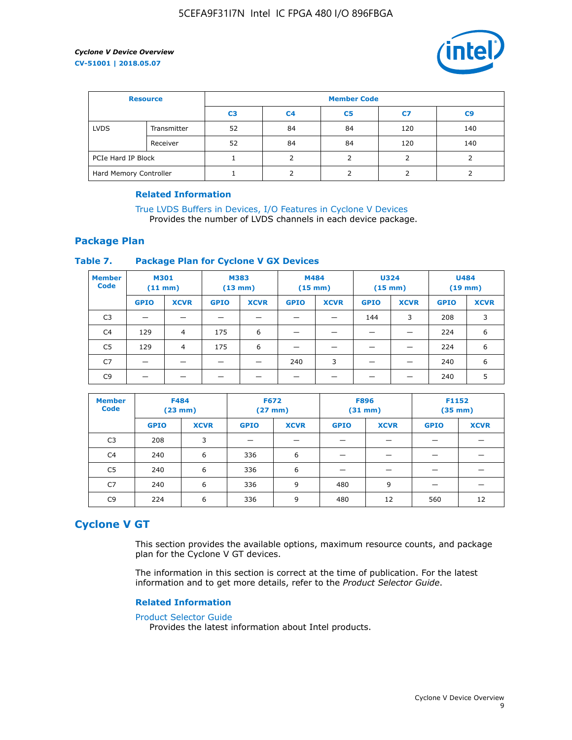| Resource | | Member Code | | | | |
|---|---|---|---|---|---|---|
| | | C3 | C4 | C5 | C7 | C9 |
| LVDS | Transmitter | 52 | 84 | 84 | 120 | 140 |
| | Receiver | 52 | 84 | 84 | 120 | 140 |
| PCIe Hard IP Block | | 1 | 2 | 2 | 2 | 2 |
| Hard Memory Controller | | 1 | 2 | 2 | 2 | 2 |

### Related Information

True LVDS Buffers in Devices, I/O Features in Cyclone V Devices
Provides the number of LVDS channels in each device package.

## Package Plan

### Table 7. Package Plan for Cyclone V GX Devices

| Member Code | M301 (11 mm) | | M383 (13 mm) | | M484 (15 mm) | | U324 (15 mm) | | U484 (19 mm) | |
|---|---|---|---|---|---|---|---|---|---|---|
| | GPIO | XCVR | GPIO | XCVR | GPIO | XCVR | GPIO | XCVR | GPIO | XCVR |
| C3 | — | — | — | — | — | — | 144 | 3 | 208 | 3 |
| C4 | 129 | 4 | 175 | 6 | — | — | — | — | 224 | 6 |
| C5 | 129 | 4 | 175 | 6 | — | — | — | — | 224 | 6 |
| C7 | — | — | — | — | 240 | 3 | — | — | 240 | 6 |
| C9 | — | — | — | — | — | — | — | — | 240 | 5 |

| Member Code | F484 (23 mm) | | F672 (27 mm) | | F896 (31 mm) | | F1152 (35 mm) | |
|---|---|---|---|---|---|---|---|---|
| | GPIO | XCVR | GPIO | XCVR | GPIO | XCVR | GPIO | XCVR |
| C3 | 208 | 3 | — | — | — | — | — | — |
| C4 | 240 | 6 | 336 | 6 | — | — | — | — |
| C5 | 240 | 6 | 336 | 6 | — | — | — | — |
| C7 | 240 | 6 | 336 | 9 | 480 | 9 | — | — |
| C9 | 224 | 6 | 336 | 9 | 480 | 12 | 560 | 12 |

# Cyclone V GT

This section provides the available options, maximum resource counts, and package plan for the Cyclone V GT devices.

The information in this section is correct at the time of publication. For the latest information and to get more details, refer to the *Product Selector Guide*.

### Related Information

Product Selector Guide
Provides the latest information about Intel products.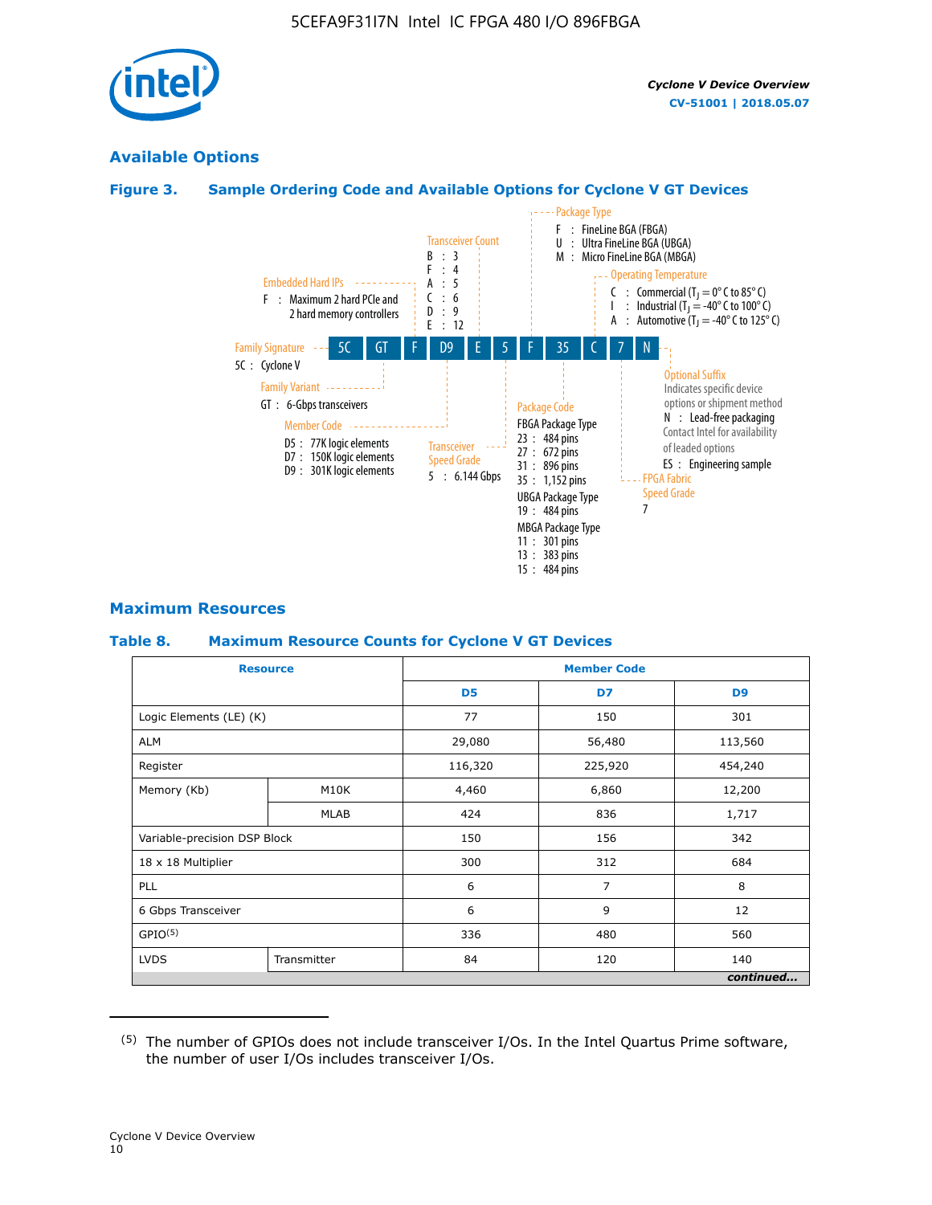## Available Options

### Figure 3. Sample Ordering Code and Available Options for Cyclone V GT Devices

**5C GT F D9 E 5 F 35 C 7 N**

- **Family Signature**
  - 5C : Cyclone V
- **Family Variant**
  - GT : 6-Gbps transceivers
- **Embedded Hard IPs**
  - F : Maximum 2 hard PCIe and 2 hard memory controllers
- **Member Code**
  - D5 : 77K logic elements
  - D7 : 150K logic elements
  - D9 : 301K logic elements
- **Transceiver Count**
  - B : 3
  - F : 4
  - A : 5
  - C : 6
  - D : 9
  - E : 12
- **Transceiver Speed Grade**
  - 5 : 6.144 Gbps
- **Package Type**
  - F : FineLine BGA (FBGA)
  - U : Ultra FineLine BGA (UBGA)
  - M : Micro FineLine BGA (MBGA)
- **Package Code**
  - FBGA Package Type
    - 23 : 484 pins
    - 27 : 672 pins
    - 31 : 896 pins
    - 35 : 1,152 pins
  - UBGA Package Type
    - 19 : 484 pins
  - MBGA Package Type
    - 11 : 301 pins
    - 13 : 383 pins
    - 15 : 484 pins
- **Operating Temperature**
  - C : Commercial ($T_J$ = 0° C to 85° C)
  - I : Industrial ($T_J$ = -40° C to 100° C)
  - A : Automotive ($T_J$ = -40° C to 125° C)
- **FPGA Fabric Speed Grade**
  - 7
- **Optional Suffix**
  - Indicates specific device options or shipment method
  - N : Lead-free packaging. Contact Intel for availability of leaded options
  - ES : Engineering sample

## Maximum Resources

### Table 8. Maximum Resource Counts for Cyclone V GT Devices

| Resource | | Member Code | | |
|---|---|---|---|---|
| | | D5 | D7 | D9 |
| Logic Elements (LE) (K) | | 77 | 150 | 301 |
| ALM | | 29,080 | 56,480 | 113,560 |
| Register | | 116,320 | 225,920 | 454,240 |
| Memory (Kb) | M10K | 4,460 | 6,860 | 12,200 |
| | MLAB | 424 | 836 | 1,717 |
| Variable-precision DSP Block | | 150 | 156 | 342 |
| 18 x 18 Multiplier | | 300 | 312 | 684 |
| PLL | | 6 | 7 | 8 |
| 6 Gbps Transceiver | | 6 | 9 | 12 |
| GPIO[5] | | 336 | 480 | 560 |
| LVDS | Transmitter | 84 | 120 | 140 |

*continued...*

(5) The number of GPIOs does not include transceiver I/Os. In the Intel Quartus Prime software, the number of user I/Os includes transceiver I/Os.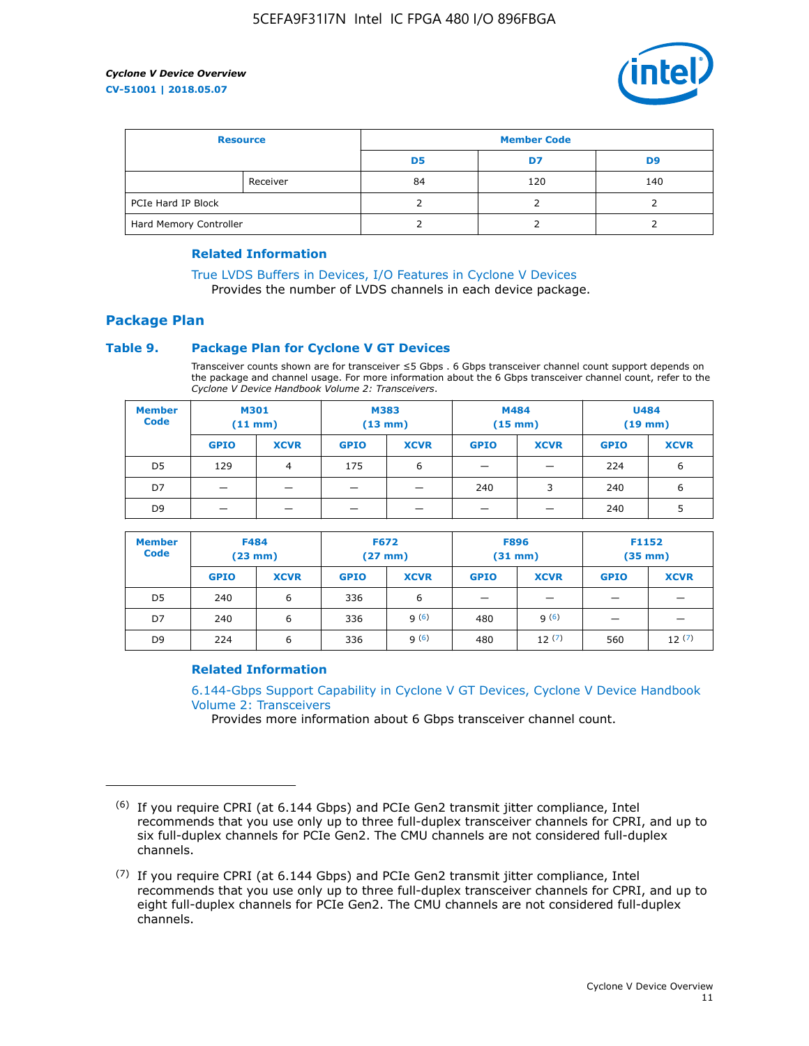| Resource | | Member Code | | |
|---|---|---|---|---|
| | | D5 | D7 | D9 |
| | Receiver | 84 | 120 | 140 |
| PCIe Hard IP Block | | 2 | 2 | 2 |
| Hard Memory Controller | | 2 | 2 | 2 |

### Related Information

True LVDS Buffers in Devices, I/O Features in Cyclone V Devices
Provides the number of LVDS channels in each device package.

## Package Plan

### Table 9. Package Plan for Cyclone V GT Devices

Transceiver counts shown are for transceiver ≤5 Gbps . 6 Gbps transceiver channel count support depends on the package and channel usage. For more information about the 6 Gbps transceiver channel count, refer to the *Cyclone V Device Handbook Volume 2: Transceivers*.

| Member Code | M301 (11 mm) | | M383 (13 mm) | | M484 (15 mm) | | U484 (19 mm) | |
|---|---|---|---|---|---|---|---|---|
| | GPIO | XCVR | GPIO | XCVR | GPIO | XCVR | GPIO | XCVR |
| D5 | 129 | 4 | 175 | 6 | — | — | 224 | 6 |
| D7 | — | — | — | — | 240 | 3 | 240 | 6 |
| D9 | — | — | — | — | — | — | 240 | 5 |

| Member Code | F484 (23 mm) | | F672 (27 mm) | | F896 (31 mm) | | F1152 (35 mm) | |
|---|---|---|---|---|---|---|---|---|
| | GPIO | XCVR | GPIO | XCVR | GPIO | XCVR | GPIO | XCVR |
| D5 | 240 | 6 | 336 | 6 | — | — | — | — |
| D7 | 240 | 6 | 336 | 9 [(6)] | 480 | 9 [(6)] | — | — |
| D9 | 224 | 6 | 336 | 9 [(6)] | 480 | 12 [(7)] | 560 | 12 [(7)] |

### Related Information

6.144-Gbps Support Capability in Cyclone V GT Devices, Cyclone V Device Handbook Volume 2: Transceivers
Provides more information about 6 Gbps transceiver channel count.

---

(6) If you require CPRI (at 6.144 Gbps) and PCIe Gen2 transmit jitter compliance, Intel recommends that you use only up to three full-duplex transceiver channels for CPRI, and up to six full-duplex channels for PCIe Gen2. The CMU channels are not considered full-duplex channels.

(7) If you require CPRI (at 6.144 Gbps) and PCIe Gen2 transmit jitter compliance, Intel recommends that you use only up to three full-duplex transceiver channels for CPRI, and up to eight full-duplex channels for PCIe Gen2. The CMU channels are not considered full-duplex channels.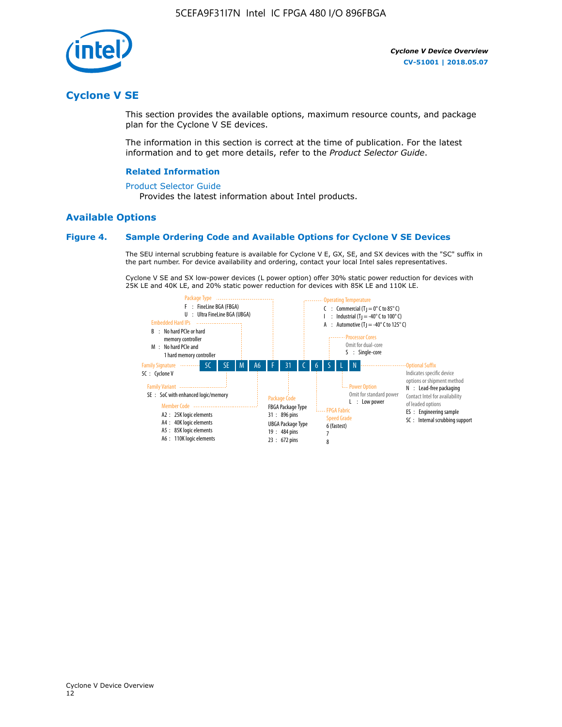## Cyclone V SE

This section provides the available options, maximum resource counts, and package plan for the Cyclone V SE devices.

The information in this section is correct at the time of publication. For the latest information and to get more details, refer to the *Product Selector Guide*.

#### Related Information

Product Selector Guide
Provides the latest information about Intel products.

### Available Options

#### Figure 4. Sample Ordering Code and Available Options for Cyclone V SE Devices

The SEU internal scrubbing feature is available for Cyclone V E, GX, SE, and SX devices with the "SC" suffix in the part number. For device availability and ordering, contact your local Intel sales representatives.

Cyclone V SE and SX low-power devices (L power option) offer 30% static power reduction for devices with 25K LE and 40K LE, and 20% static power reduction for devices with 85K LE and 110K LE.

Sample ordering code: 5C SE M A6 F 31 C 6 S L N

- **Family Signature**
  - 5C : Cyclone V
- **Family Variant**
  - SE : SoC with enhanced logic/memory
- **Embedded Hard IPs**
  - B : No hard PCIe or hard memory controller
  - M : No hard PCIe and 1 hard memory controller
- **Member Code**
  - A2 : 25K logic elements
  - A4 : 40K logic elements
  - A5 : 85K logic elements
  - A6 : 110K logic elements
- **Package Type**
  - F : FineLine BGA (FBGA)
  - U : Ultra FineLine BGA (UBGA)
- **Package Code**
  - FBGA Package Type
    - 31 : 896 pins
  - UBGA Package Type
    - 19 : 484 pins
    - 23 : 672 pins
- **Operating Temperature**
  - C : Commercial ($T_J$ = 0° C to 85° C)
  - I : Industrial ($T_J$ = -40° C to 100° C)
  - A : Automotive ($T_J$ = -40° C to 125° C)
- **FPGA Fabric Speed Grade**
  - 6 (fastest)
  - 7
  - 8
- **Processor Cores**
  - Omit for dual-core
  - S : Single-core
- **Power Option**
  - Omit for standard power
  - L : Low power
- **Optional Suffix**
  - Indicates specific device options or shipment method
  - N : Lead-free packaging
  - Contact Intel for availability of leaded options
  - ES : Engineering sample
  - SC : Internal scrubbing support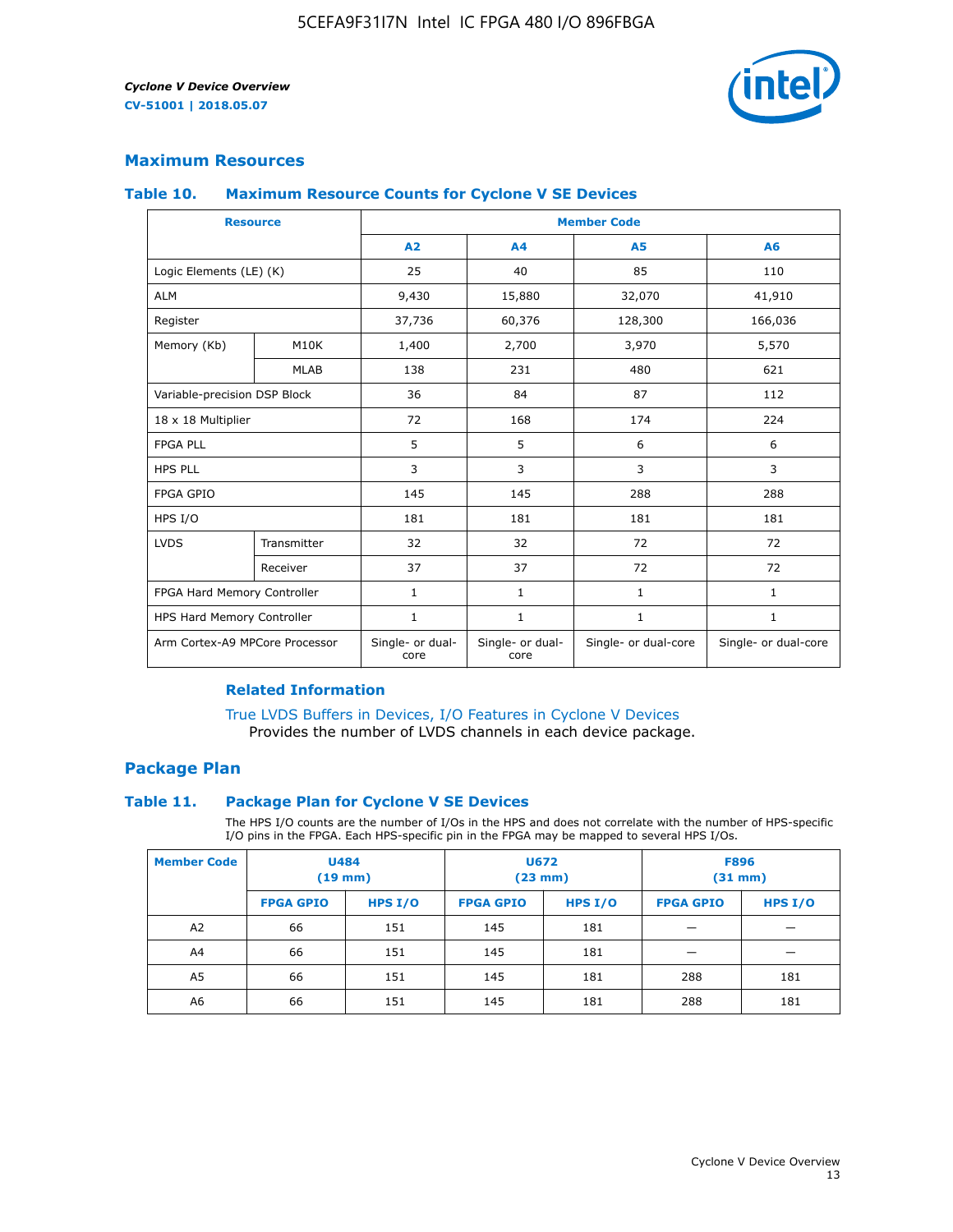## Maximum Resources

### Table 10. Maximum Resource Counts for Cyclone V SE Devices

| Resource | | Member Code | | | |
|---|---|---|---|---|---|
| | | A2 | A4 | A5 | A6 |
| Logic Elements (LE) (K) | | 25 | 40 | 85 | 110 |
| ALM | | 9,430 | 15,880 | 32,070 | 41,910 |
| Register | | 37,736 | 60,376 | 128,300 | 166,036 |
| Memory (Kb) | M10K | 1,400 | 2,700 | 3,970 | 5,570 |
| | MLAB | 138 | 231 | 480 | 621 |
| Variable-precision DSP Block | | 36 | 84 | 87 | 112 |
| 18 x 18 Multiplier | | 72 | 168 | 174 | 224 |
| FPGA PLL | | 5 | 5 | 6 | 6 |
| HPS PLL | | 3 | 3 | 3 | 3 |
| FPGA GPIO | | 145 | 145 | 288 | 288 |
| HPS I/O | | 181 | 181 | 181 | 181 |
| LVDS | Transmitter | 32 | 32 | 72 | 72 |
| | Receiver | 37 | 37 | 72 | 72 |
| FPGA Hard Memory Controller | | 1 | 1 | 1 | 1 |
| HPS Hard Memory Controller | | 1 | 1 | 1 | 1 |
| Arm Cortex-A9 MPCore Processor | | Single- or dual-core | Single- or dual-core | Single- or dual-core | Single- or dual-core |

#### Related Information

True LVDS Buffers in Devices, I/O Features in Cyclone V Devices
Provides the number of LVDS channels in each device package.

## Package Plan

### Table 11. Package Plan for Cyclone V SE Devices

The HPS I/O counts are the number of I/Os in the HPS and does not correlate with the number of HPS-specific I/O pins in the FPGA. Each HPS-specific pin in the FPGA may be mapped to several HPS I/Os.

| Member Code | U484 (19 mm) | | U672 (23 mm) | | F896 (31 mm) | |
|---|---|---|---|---|---|---|
| | FPGA GPIO | HPS I/O | FPGA GPIO | HPS I/O | FPGA GPIO | HPS I/O |
| A2 | 66 | 151 | 145 | 181 | — | — |
| A4 | 66 | 151 | 145 | 181 | — | — |
| A5 | 66 | 151 | 145 | 181 | 288 | 181 |
| A6 | 66 | 151 | 145 | 181 | 288 | 181 |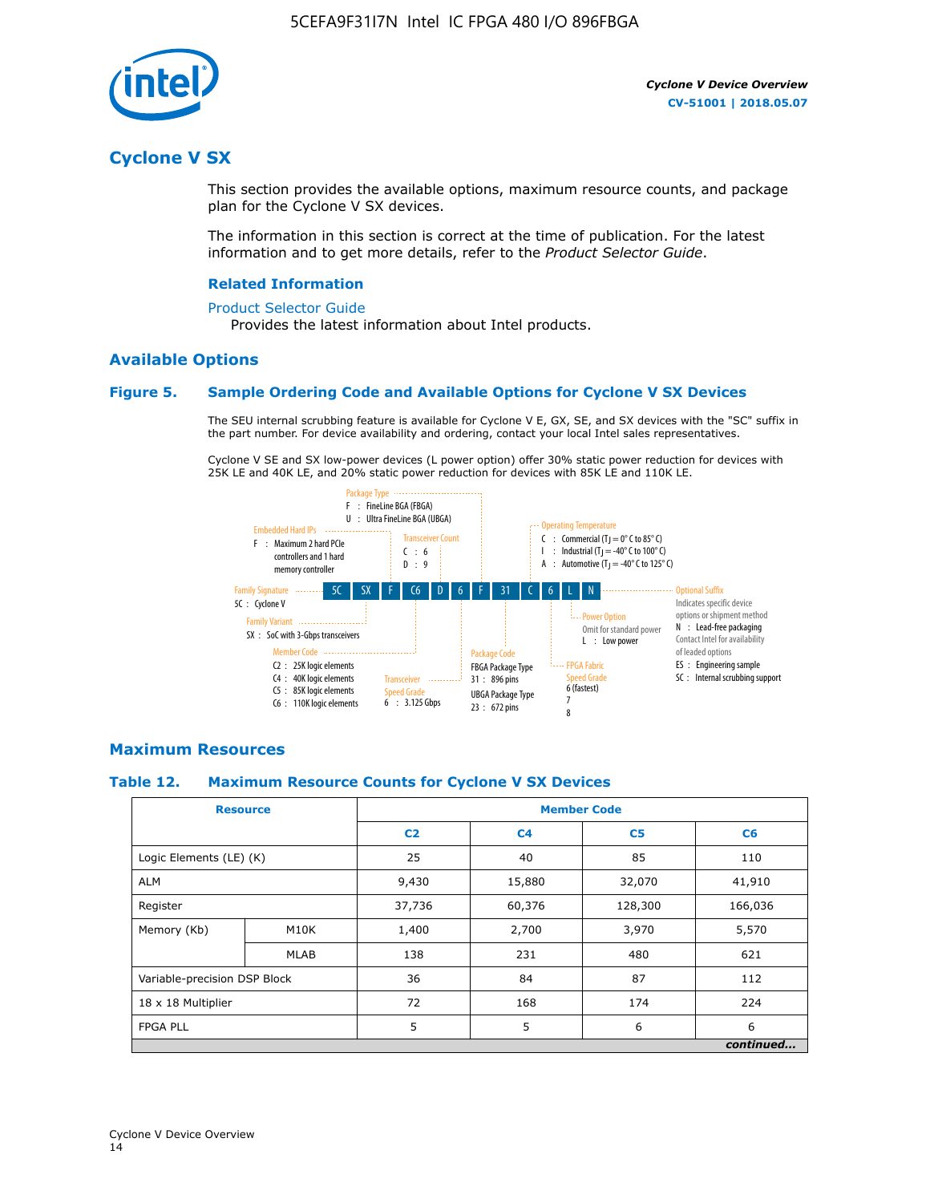## Cyclone V SX

This section provides the available options, maximum resource counts, and package plan for the Cyclone V SX devices.

The information in this section is correct at the time of publication. For the latest information and to get more details, refer to the *Product Selector Guide*.

### Related Information

Product Selector Guide

Provides the latest information about Intel products.

### Available Options

#### Figure 5. Sample Ordering Code and Available Options for Cyclone V SX Devices

The SEU internal scrubbing feature is available for Cyclone V E, GX, SE, and SX devices with the "SC" suffix in the part number. For device availability and ordering, contact your local Intel sales representatives.

Cyclone V SE and SX low-power devices (L power option) offer 30% static power reduction for devices with 25K LE and 40K LE, and 20% static power reduction for devices with 85K LE and 110K LE.

Sample ordering code: 5C SX F C6 D 6 F 31 C 6 L N

- **Family Signature**
  - 5C : Cyclone V
- **Family Variant**
  - SX : SoC with 3-Gbps transceivers
- **Embedded Hard IPs**
  - F : Maximum 2 hard PCIe controllers and 1 hard memory controller
- **Member Code**
  - C2 : 25K logic elements
  - C4 : 40K logic elements
  - C5 : 85K logic elements
  - C6 : 110K logic elements
- **Transceiver Count**
  - C : 6
  - D : 9
- **Transceiver Speed Grade**
  - 6 : 3.125 Gbps
- **Package Type**
  - F : FineLine BGA (FBGA)
  - U : Ultra FineLine BGA (UBGA)
- **Package Code**
  - FBGA Package Type
    - 31 : 896 pins
  - UBGA Package Type
    - 23 : 672 pins
- **Operating Temperature**
  - C : Commercial ($T_J$ = 0° C to 85° C)
  - I : Industrial ($T_J$ = -40° C to 100° C)
  - A : Automotive ($T_J$ = -40° C to 125° C)
- **FPGA Fabric Speed Grade**
  - 6 (fastest)
  - 7
  - 8
- **Power Option**
  - Omit for standard power
  - L : Low power
- **Optional Suffix**
  - Indicates specific device options or shipment method
  - N : Lead-free packaging. Contact Intel for availability of leaded options
  - ES : Engineering sample
  - SC : Internal scrubbing support

### Maximum Resources

#### Table 12. Maximum Resource Counts for Cyclone V SX Devices

| Resource | | Member Code | | | |
|---|---|---|---|---|---|
| | | C2 | C4 | C5 | C6 |
| Logic Elements (LE) (K) | | 25 | 40 | 85 | 110 |
| ALM | | 9,430 | 15,880 | 32,070 | 41,910 |
| Register | | 37,736 | 60,376 | 128,300 | 166,036 |
| Memory (Kb) | M10K | 1,400 | 2,700 | 3,970 | 5,570 |
| | MLAB | 138 | 231 | 480 | 621 |
| Variable-precision DSP Block | | 36 | 84 | 87 | 112 |
| 18 x 18 Multiplier | | 72 | 168 | 174 | 224 |
| FPGA PLL | | 5 | 5 | 6 | 6 |

*continued...*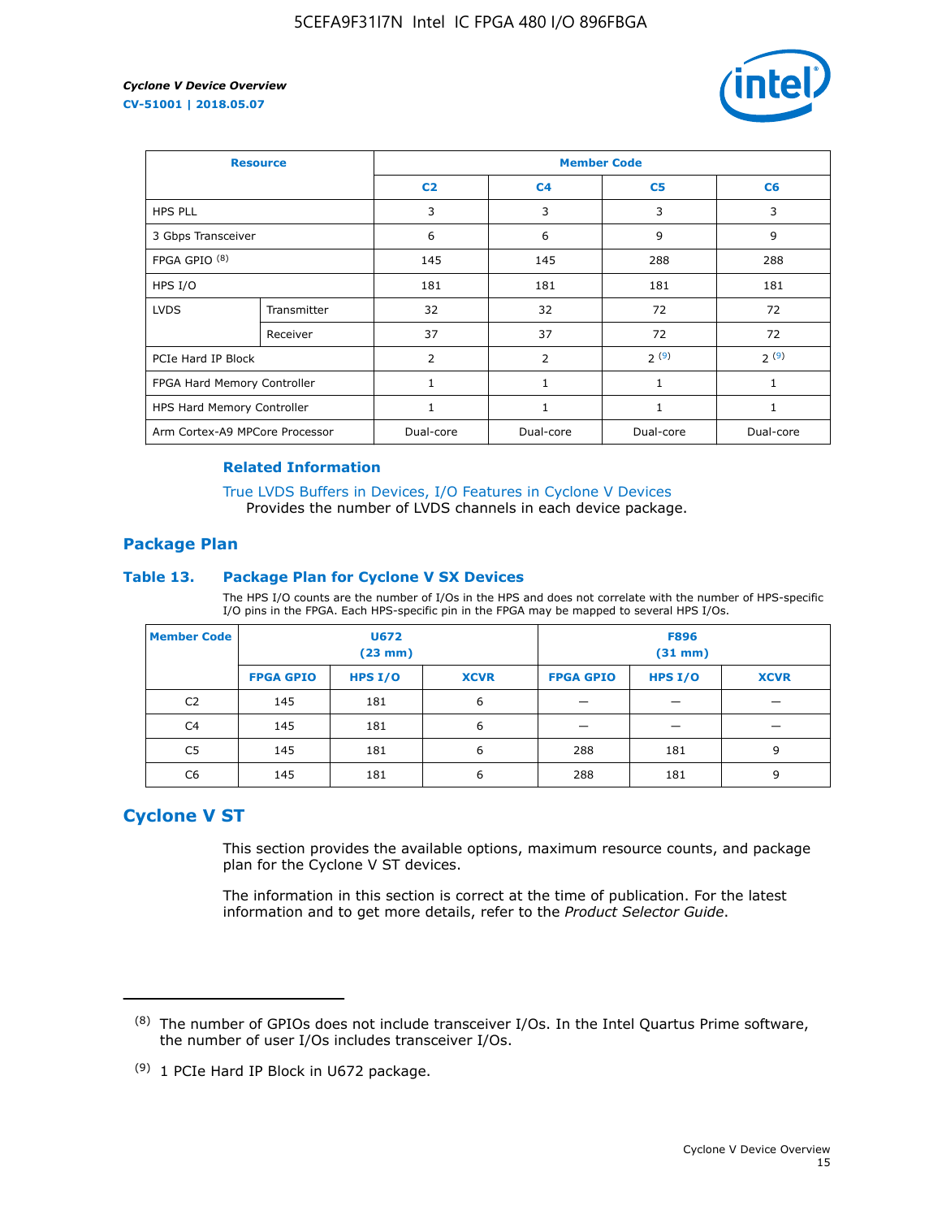| Resource | | Member Code | | | |
|---|---|---|---|---|---|
| | | C2 | C4 | C5 | C6 |
| HPS PLL | | 3 | 3 | 3 | 3 |
| 3 Gbps Transceiver | | 6 | 6 | 9 | 9 |
| FPGA GPIO [(8)] | | 145 | 145 | 288 | 288 |
| HPS I/O | | 181 | 181 | 181 | 181 |
| LVDS | Transmitter | 32 | 32 | 72 | 72 |
| | Receiver | 37 | 37 | 72 | 72 |
| PCIe Hard IP Block | | 2 | 2 | 2 [(9)] | 2 [(9)] |
| FPGA Hard Memory Controller | | 1 | 1 | 1 | 1 |
| HPS Hard Memory Controller | | 1 | 1 | 1 | 1 |
| Arm Cortex-A9 MPCore Processor | | Dual-core | Dual-core | Dual-core | Dual-core |

### Related Information

True LVDS Buffers in Devices, I/O Features in Cyclone V Devices
Provides the number of LVDS channels in each device package.

## Package Plan

### Table 13. Package Plan for Cyclone V SX Devices

The HPS I/O counts are the number of I/Os in the HPS and does not correlate with the number of HPS-specific I/O pins in the FPGA. Each HPS-specific pin in the FPGA may be mapped to several HPS I/Os.

| Member Code | U672 (23 mm) | | | F896 (31 mm) | | |
|---|---|---|---|---|---|---|
| | FPGA GPIO | HPS I/O | XCVR | FPGA GPIO | HPS I/O | XCVR |
| C2 | 145 | 181 | 6 | — | — | — |
| C4 | 145 | 181 | 6 | — | — | — |
| C5 | 145 | 181 | 6 | 288 | 181 | 9 |
| C6 | 145 | 181 | 6 | 288 | 181 | 9 |

## Cyclone V ST

This section provides the available options, maximum resource counts, and package plan for the Cyclone V ST devices.

The information in this section is correct at the time of publication. For the latest information and to get more details, refer to the *Product Selector Guide*.

---

(8) The number of GPIOs does not include transceiver I/Os. In the Intel Quartus Prime software, the number of user I/Os includes transceiver I/Os.

(9) 1 PCIe Hard IP Block in U672 package.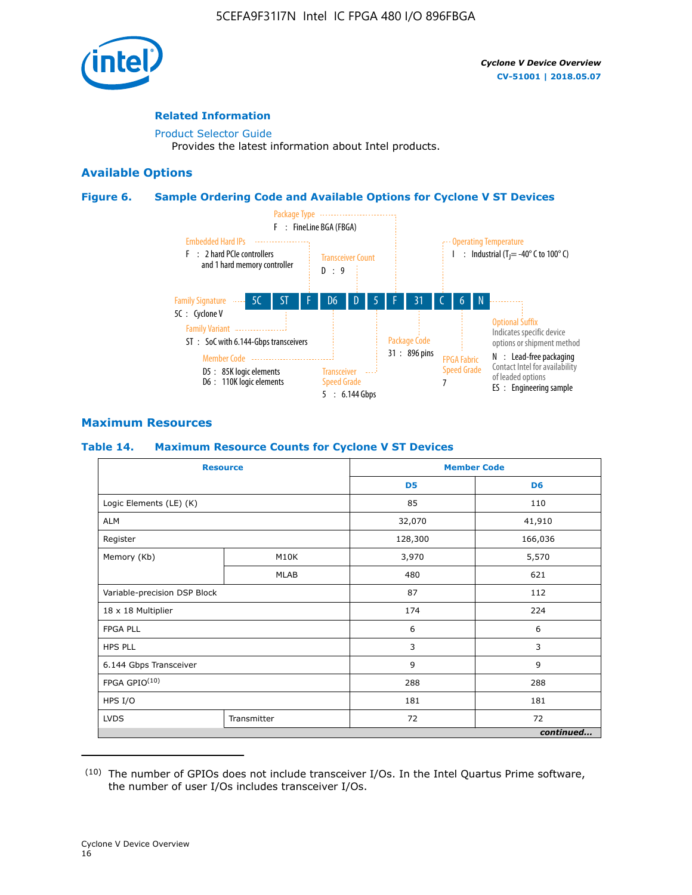## Related Information

Product Selector Guide
Provides the latest information about Intel products.

## Available Options

### Figure 6. Sample Ordering Code and Available Options for Cyclone V ST Devices

| 5C | ST | F | D6 | D | 5 | F | 31 | C | 6 | N |
|---|---|---|---|---|---|---|---|---|---|---|

- **Family Signature** — 5C : Cyclone V
- **Family Variant** — ST : SoC with 6.144-Gbps transceivers
- **Embedded Hard IPs** — F : 2 hard PCIe controllers and 1 hard memory controller
- **Member Code** — D5 : 85K logic elements; D6 : 110K logic elements
- **Transceiver Count** — D : 9
- **Transceiver Speed Grade** — 5 : 6.144 Gbps
- **Package Type** — F : FineLine BGA (FBGA)
- **Package Code** — 31 : 896 pins
- **Operating Temperature** — I : Industrial ($T_J$ = -40° C to 100° C)
- **FPGA Fabric Speed Grade** — 7
- **Optional Suffix** — Indicates specific device options or shipment method
  - N : Lead-free packaging. Contact Intel for availability of leaded options
  - ES : Engineering sample

## Maximum Resources

### Table 14. Maximum Resource Counts for Cyclone V ST Devices

| Resource | | Member Code | |
|---|---|---|---|
| | | D5 | D6 |
| Logic Elements (LE) (K) | | 85 | 110 |
| ALM | | 32,070 | 41,910 |
| Register | | 128,300 | 166,036 |
| Memory (Kb) | M10K | 3,970 | 5,570 |
| | MLAB | 480 | 621 |
| Variable-precision DSP Block | | 87 | 112 |
| 18 x 18 Multiplier | | 174 | 224 |
| FPGA PLL | | 6 | 6 |
| HPS PLL | | 3 | 3 |
| 6.144 Gbps Transceiver | | 9 | 9 |
| FPGA GPIO[10] | | 288 | 288 |
| HPS I/O | | 181 | 181 |
| LVDS | Transmitter | 72 | 72 |

*continued...*

(10) The number of GPIOs does not include transceiver I/Os. In the Intel Quartus Prime software, the number of user I/Os includes transceiver I/Os.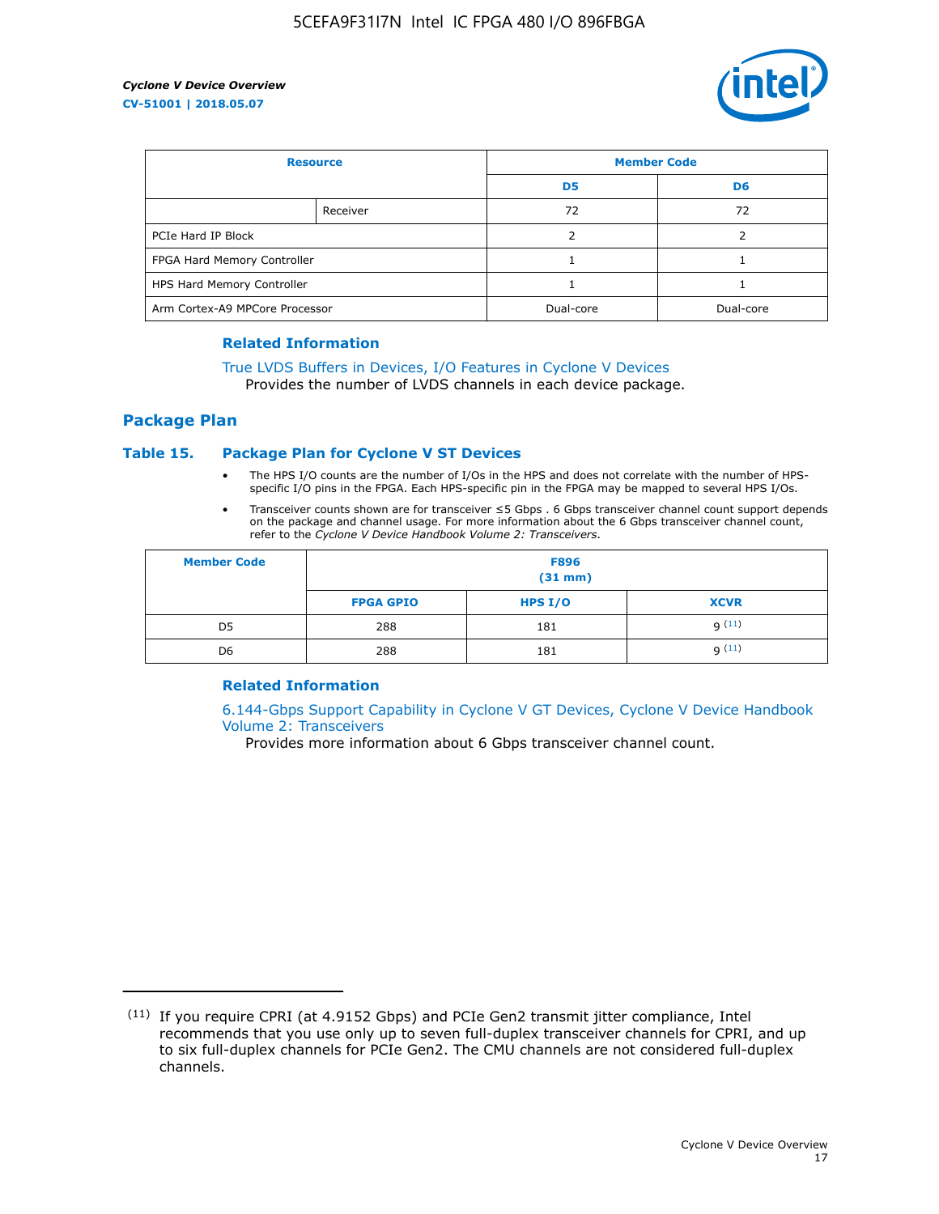| Resource | | Member Code | |
|---|---|---|---|
| | | D5 | D6 |
| | Receiver | 72 | 72 |
| PCIe Hard IP Block | | 2 | 2 |
| FPGA Hard Memory Controller | | 1 | 1 |
| HPS Hard Memory Controller | | 1 | 1 |
| Arm Cortex-A9 MPCore Processor | | Dual-core | Dual-core |

#### Related Information

True LVDS Buffers in Devices, I/O Features in Cyclone V Devices
Provides the number of LVDS channels in each device package.

## Package Plan

### Table 15. Package Plan for Cyclone V ST Devices

- The HPS I/O counts are the number of I/Os in the HPS and does not correlate with the number of HPS-specific I/O pins in the FPGA. Each HPS-specific pin in the FPGA may be mapped to several HPS I/Os.
- Transceiver counts shown are for transceiver ≤5 Gbps . 6 Gbps transceiver channel count support depends on the package and channel usage. For more information about the 6 Gbps transceiver channel count, refer to the *Cyclone V Device Handbook Volume 2: Transceivers*.

| Member Code | F896 (31 mm) | | |
|---|---|---|---|
| | FPGA GPIO | HPS I/O | XCVR |
| D5 | 288 | 181 | 9 [11] |
| D6 | 288 | 181 | 9 [11] |

#### Related Information

6.144-Gbps Support Capability in Cyclone V GT Devices, Cyclone V Device Handbook Volume 2: Transceivers
Provides more information about 6 Gbps transceiver channel count.

[11] If you require CPRI (at 4.9152 Gbps) and PCIe Gen2 transmit jitter compliance, Intel recommends that you use only up to seven full-duplex transceiver channels for CPRI, and up to six full-duplex channels for PCIe Gen2. The CMU channels are not considered full-duplex channels.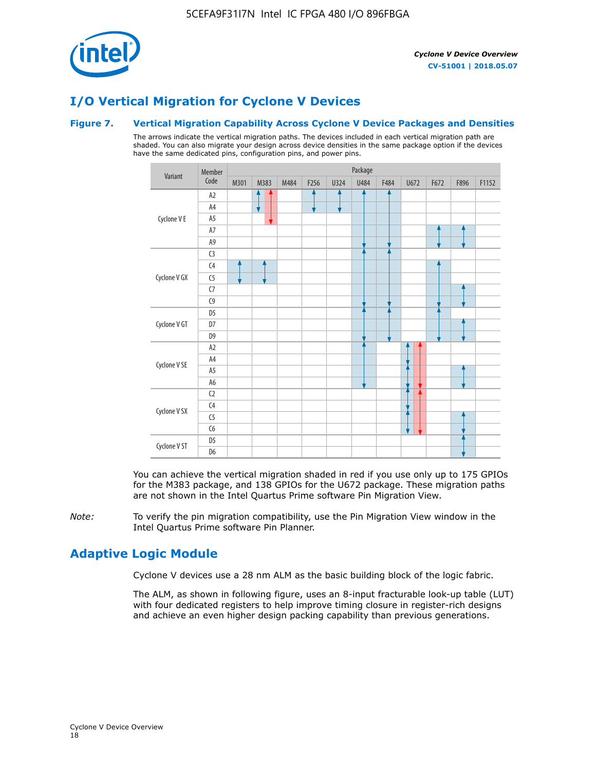# I/O Vertical Migration for Cyclone V Devices

### Figure 7. Vertical Migration Capability Across Cyclone V Device Packages and Densities

The arrows indicate the vertical migration paths. The devices included in each vertical migration path are shaded. You can also migrate your design across device densities in the same package option if the devices have the same dedicated pins, configuration pins, and power pins.

| Variant | Member Code | M301 | M383 | M484 | F256 | U324 | U484 | F484 | U672 | F672 | F896 | F1152 |
|---|---|---|---|---|---|---|---|---|---|---|---|---|
| Cyclone V E | A2 | | | | | | | | | | | |
| | A4 | | | | | | | | | | | |
| | A5 | | | | | | | | | | | |
| | A7 | | | | | | | | | | | |
| | A9 | | | | | | | | | | | |
| Cyclone V GX | C3 | | | | | | | | | | | |
| | C4 | | | | | | | | | | | |
| | C5 | | | | | | | | | | | |
| | C7 | | | | | | | | | | | |
| | C9 | | | | | | | | | | | |
| Cyclone V GT | D5 | | | | | | | | | | | |
| | D7 | | | | | | | | | | | |
| | D9 | | | | | | | | | | | |
| Cyclone V SE | A2 | | | | | | | | | | | |
| | A4 | | | | | | | | | | | |
| | A5 | | | | | | | | | | | |
| | A6 | | | | | | | | | | | |
| Cyclone V SX | C2 | | | | | | | | | | | |
| | C4 | | | | | | | | | | | |
| | C5 | | | | | | | | | | | |
| | C6 | | | | | | | | | | | |
| Cyclone V ST | D5 | | | | | | | | | | | |
| | D6 | | | | | | | | | | | |

You can achieve the vertical migration shaded in red if you use only up to 175 GPIOs for the M383 package, and 138 GPIOs for the U672 package. These migration paths are not shown in the Intel Quartus Prime software Pin Migration View.

*Note:* To verify the pin migration compatibility, use the Pin Migration View window in the Intel Quartus Prime software Pin Planner.

# Adaptive Logic Module

Cyclone V devices use a 28 nm ALM as the basic building block of the logic fabric.

The ALM, as shown in following figure, uses an 8-input fracturable look-up table (LUT) with four dedicated registers to help improve timing closure in register-rich designs and achieve an even higher design packing capability than previous generations.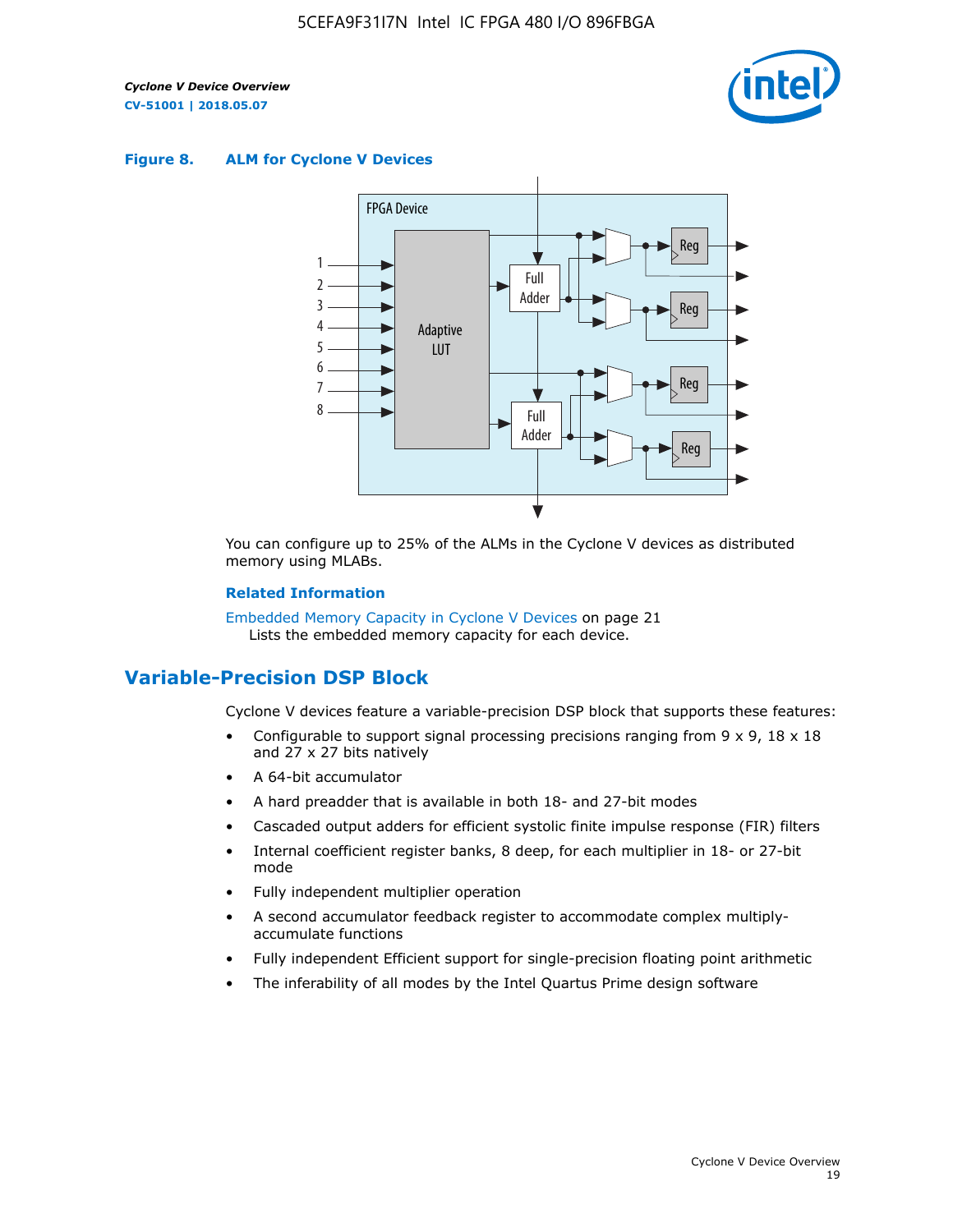**Figure 8. ALM for Cycline V Devices**

You can configure up to 25% of the ALMs in the Cyclone V devices as distributed memory using MLABs.

**Related Information**

Embedded Memory Capacity in Cyclone V Devices on page 21
Lists the embedded memory capacity for each device.

## Variable-Precision DSP Block

Cyclone V devices feature a variable-precision DSP block that supports these features:

- Configurable to support signal processing precisions ranging from 9 x 9, 18 x 18 and 27 x 27 bits natively
- A 64-bit accumulator
- A hard preadder that is available in both 18- and 27-bit modes
- Cascaded output adders for efficient systolic finite impulse response (FIR) filters
- Internal coefficient register banks, 8 deep, for each multiplier in 18- or 27-bit mode
- Fully independent multiplier operation
- A second accumulator feedback register to accommodate complex multiply-accumulate functions
- Fully independent Efficient support for single-precision floating point arithmetic
- The inferability of all modes by the Intel Quartus Prime design software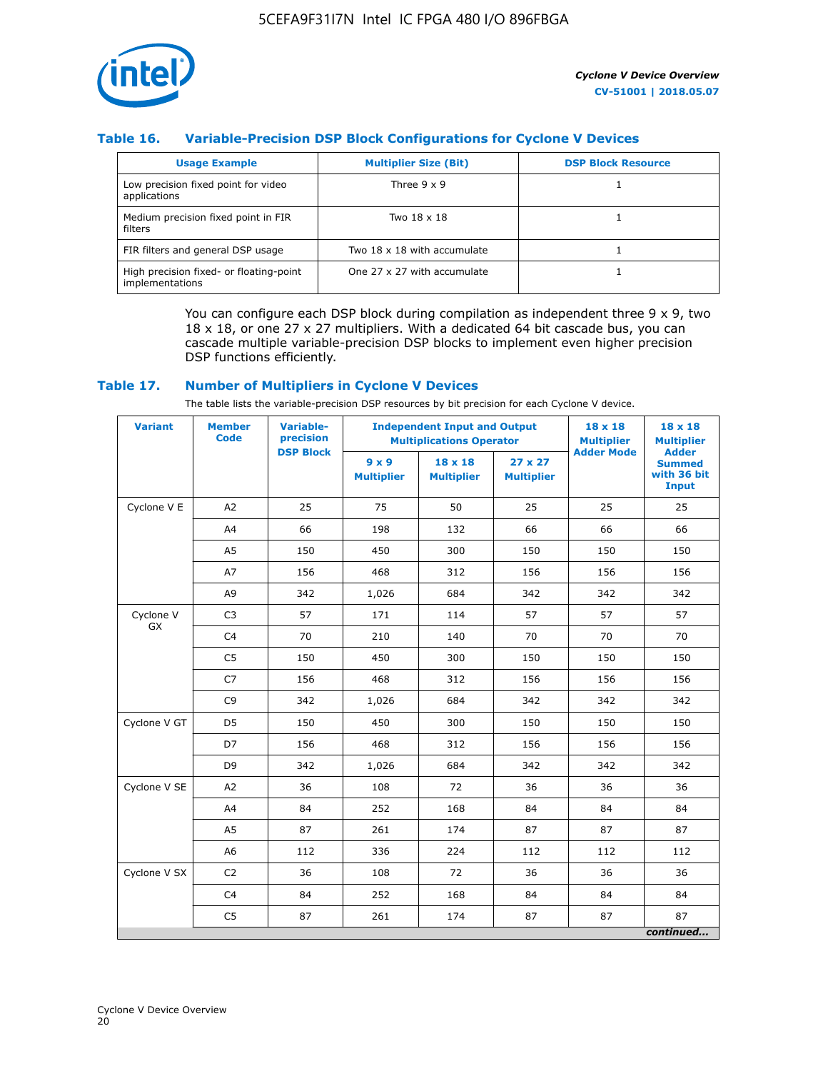### Table 16. Variable-Precision DSP Block Configurations for Cyclone V Devices

| Usage Example | Multiplier Size (Bit) | DSP Block Resource |
|---|---|---|
| Low precision fixed point for video applications | Three 9 x 9 | 1 |
| Medium precision fixed point in FIR filters | Two 18 x 18 | 1 |
| FIR filters and general DSP usage | Two 18 x 18 with accumulate | 1 |
| High precision fixed- or floating-point implementations | One 27 x 27 with accumulate | 1 |

You can configure each DSP block during compilation as independent three 9 x 9, two 18 x 18, or one 27 x 27 multipliers. With a dedicated 64 bit cascade bus, you can cascade multiple variable-precision DSP blocks to implement even higher precision DSP functions efficiently.

### Table 17. Number of Multipliers in Cyclone V Devices

The table lists the variable-precision DSP resources by bit precision for each Cyclone V device.

| Variant | Member Code | Variable-precision DSP Block | Independent Input and Output Multiplications Operator | | | 18 x 18 Multiplier Adder Mode | 18 x 18 Multiplier Adder Summed with 36 bit Input |
|---|---|---|---|---|---|---|---|
| | | | 9 x 9 Multiplier | 18 x 18 Multiplier | 27 x 27 Multiplier | | |
| Cyclone V E | A2 | 25 | 75 | 50 | 25 | 25 | 25 |
| | A4 | 66 | 198 | 132 | 66 | 66 | 66 |
| | A5 | 150 | 450 | 300 | 150 | 150 | 150 |
| | A7 | 156 | 468 | 312 | 156 | 156 | 156 |
| | A9 | 342 | 1,026 | 684 | 342 | 342 | 342 |
| Cyclone V GX | C3 | 57 | 171 | 114 | 57 | 57 | 57 |
| | C4 | 70 | 210 | 140 | 70 | 70 | 70 |
| | C5 | 150 | 450 | 300 | 150 | 150 | 150 |
| | C7 | 156 | 468 | 312 | 156 | 156 | 156 |
| | C9 | 342 | 1,026 | 684 | 342 | 342 | 342 |
| Cyclone V GT | D5 | 150 | 450 | 300 | 150 | 150 | 150 |
| | D7 | 156 | 468 | 312 | 156 | 156 | 156 |
| | D9 | 342 | 1,026 | 684 | 342 | 342 | 342 |
| Cyclone V SE | A2 | 36 | 108 | 72 | 36 | 36 | 36 |
| | A4 | 84 | 252 | 168 | 84 | 84 | 84 |
| | A5 | 87 | 261 | 174 | 87 | 87 | 87 |
| | A6 | 112 | 336 | 224 | 112 | 112 | 112 |
| Cyclone V SX | C2 | 36 | 108 | 72 | 36 | 36 | 36 |
| | C4 | 84 | 252 | 168 | 84 | 84 | 84 |
| | C5 | 87 | 261 | 174 | 87 | 87 | 87 |

*continued...*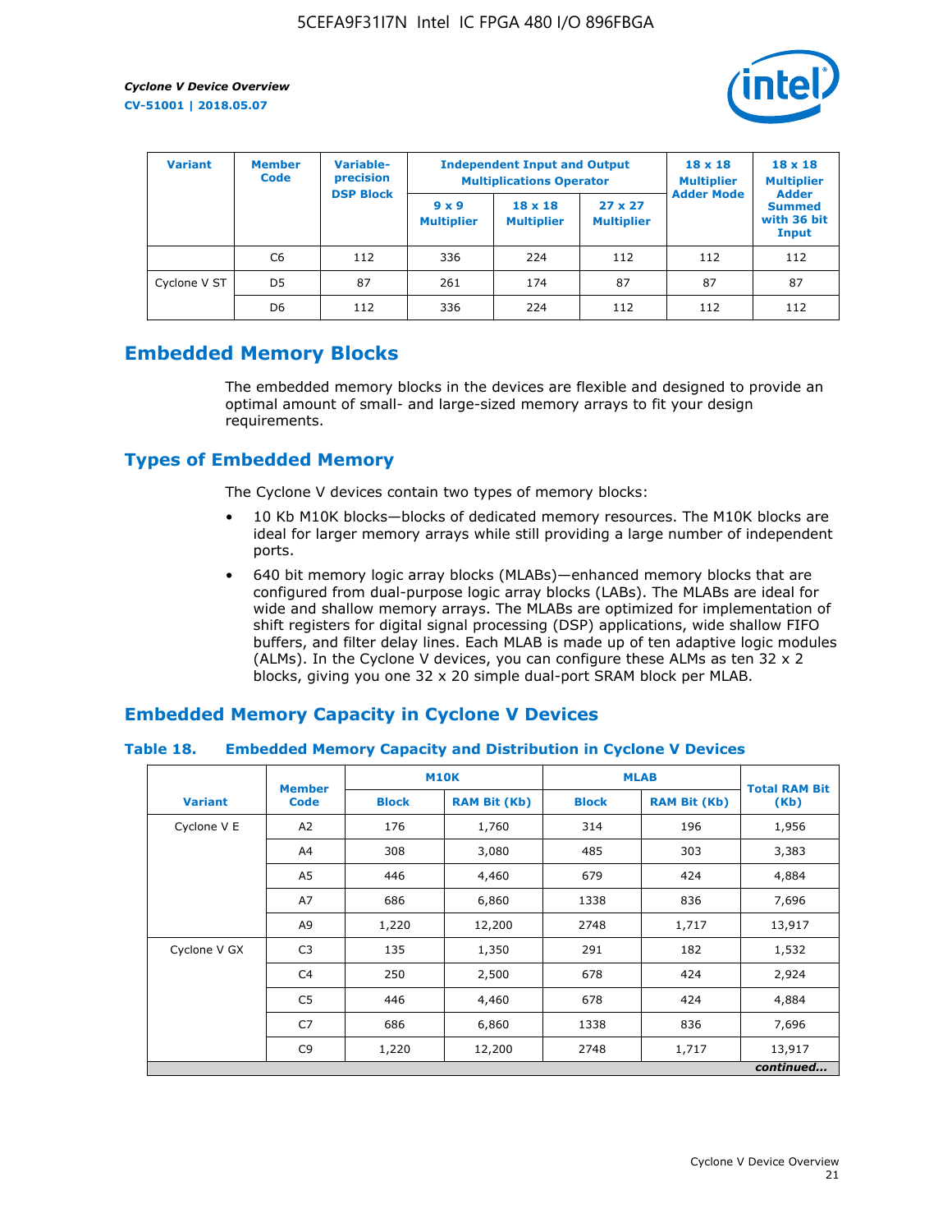| Variant | Member Code | Variable-precision DSP Block | Independent Input and Output Multiplications Operator | | | 18 x 18 Multiplier Adder Mode | 18 x 18 Multiplier Adder Summed with 36 bit Input |
|---|---|---|---|---|---|---|---|
| | | | 9 x 9 Multiplier | 18 x 18 Multiplier | 27 x 27 Multiplier | | |
| | C6 | 112 | 336 | 224 | 112 | 112 | 112 |
| Cyclone V ST | D5 | 87 | 261 | 174 | 87 | 87 | 87 |
| | D6 | 112 | 336 | 224 | 112 | 112 | 112 |

## Embedded Memory Blocks

The embedded memory blocks in the devices are flexible and designed to provide an optimal amount of small- and large-sized memory arrays to fit your design requirements.

## Types of Embedded Memory

The Cyclone V devices contain two types of memory blocks:

- 10 Kb M10K blocks—blocks of dedicated memory resources. The M10K blocks are ideal for larger memory arrays while still providing a large number of independent ports.
- 640 bit memory logic array blocks (MLABs)—enhanced memory blocks that are configured from dual-purpose logic array blocks (LABs). The MLABs are ideal for wide and shallow memory arrays. The MLABs are optimized for implementation of shift registers for digital signal processing (DSP) applications, wide shallow FIFO buffers, and filter delay lines. Each MLAB is made up of ten adaptive logic modules (ALMs). In the Cyclone V devices, you can configure these ALMs as ten 32 x 2 blocks, giving you one 32 x 20 simple dual-port SRAM block per MLAB.

## Embedded Memory Capacity in Cyclone V Devices

**Table 18. Embedded Memory Capacity and Distribution in Cyclone V Devices**

| Variant | Member Code | M10K | | MLAB | | Total RAM Bit (Kb) |
|---|---|---|---|---|---|---|
| | | Block | RAM Bit (Kb) | Block | RAM Bit (Kb) | |
| Cyclone V E | A2 | 176 | 1,760 | 314 | 196 | 1,956 |
| | A4 | 308 | 3,080 | 485 | 303 | 3,383 |
| | A5 | 446 | 4,460 | 679 | 424 | 4,884 |
| | A7 | 686 | 6,860 | 1338 | 836 | 7,696 |
| | A9 | 1,220 | 12,200 | 2748 | 1,717 | 13,917 |
| Cyclone V GX | C3 | 135 | 1,350 | 291 | 182 | 1,532 |
| | C4 | 250 | 2,500 | 678 | 424 | 2,924 |
| | C5 | 446 | 4,460 | 678 | 424 | 4,884 |
| | C7 | 686 | 6,860 | 1338 | 836 | 7,696 |
| | C9 | 1,220 | 12,200 | 2748 | 1,717 | 13,917 |

*continued...*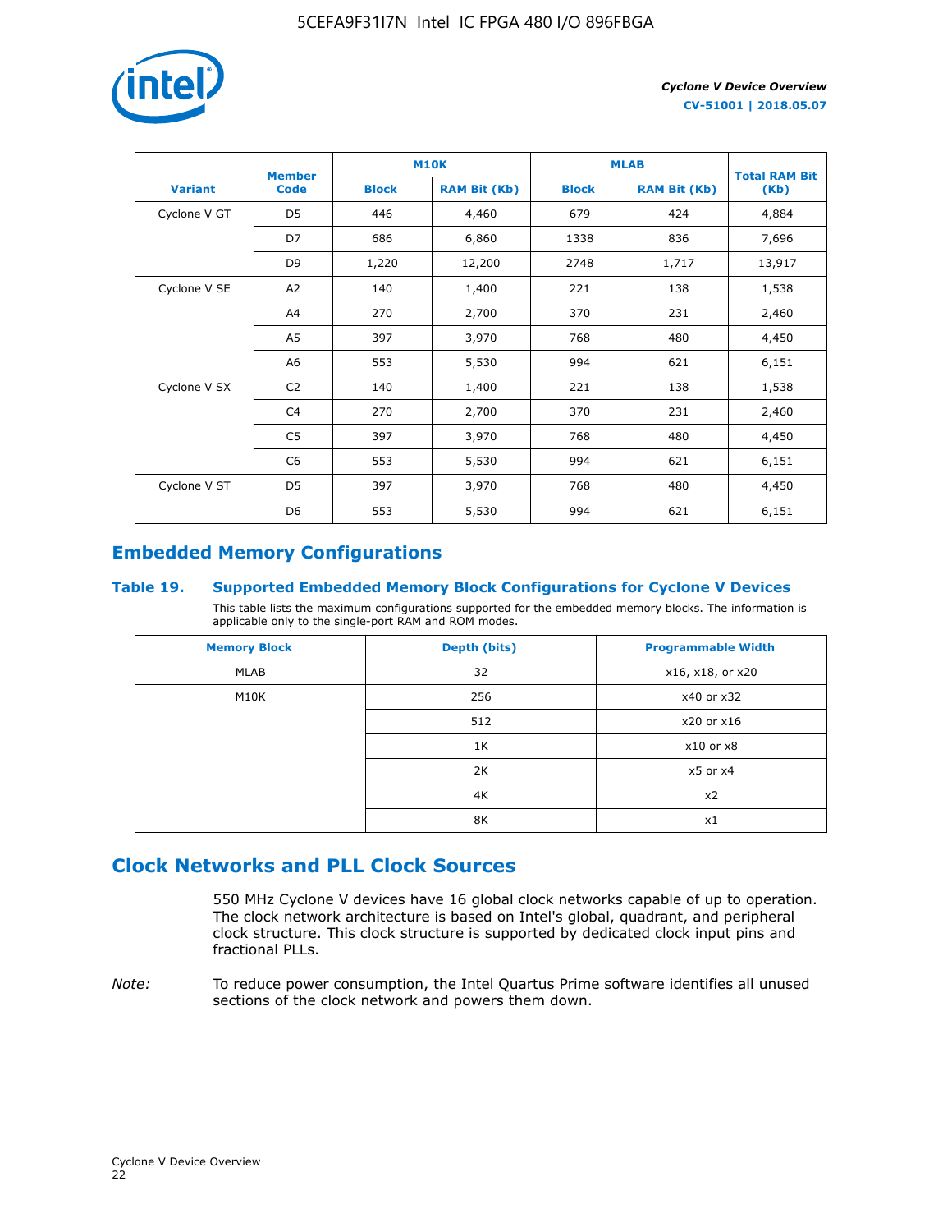| Variant | Member Code | M10K | | MLAB | | Total RAM Bit (Kb) |
|---|---|---|---|---|---|---|
| | | Block | RAM Bit (Kb) | Block | RAM Bit (Kb) | |
| Cyclone V GT | D5 | 446 | 4,460 | 679 | 424 | 4,884 |
| | D7 | 686 | 6,860 | 1338 | 836 | 7,696 |
| | D9 | 1,220 | 12,200 | 2748 | 1,717 | 13,917 |
| Cyclone V SE | A2 | 140 | 1,400 | 221 | 138 | 1,538 |
| | A4 | 270 | 2,700 | 370 | 231 | 2,460 |
| | A5 | 397 | 3,970 | 768 | 480 | 4,450 |
| | A6 | 553 | 5,530 | 994 | 621 | 6,151 |
| Cyclone V SX | C2 | 140 | 1,400 | 221 | 138 | 1,538 |
| | C4 | 270 | 2,700 | 370 | 231 | 2,460 |
| | C5 | 397 | 3,970 | 768 | 480 | 4,450 |
| | C6 | 553 | 5,530 | 994 | 621 | 6,151 |
| Cyclone V ST | D5 | 397 | 3,970 | 768 | 480 | 4,450 |
| | D6 | 553 | 5,530 | 994 | 621 | 6,151 |

## Embedded Memory Configurations

### Table 19. Supported Embedded Memory Block Configurations for Cyclone V Devices

This table lists the maximum configurations supported for the embedded memory blocks. The information is applicable only to the single-port RAM and ROM modes.

| Memory Block | Depth (bits) | Programmable Width |
|---|---|---|
| MLAB | 32 | x16, x18, or x20 |
| M10K | 256 | x40 or x32 |
| | 512 | x20 or x16 |
| | 1K | x10 or x8 |
| | 2K | x5 or x4 |
| | 4K | x2 |
| | 8K | x1 |

# Clock Networks and PLL Clock Sources

550 MHz Cyclone V devices have 16 global clock networks capable of up to operation. The clock network architecture is based on Intel's global, quadrant, and peripheral clock structure. This clock structure is supported by dedicated clock input pins and fractional PLLs.

*Note:* To reduce power consumption, the Intel Quartus Prime software identifies all unused sections of the clock network and powers them down.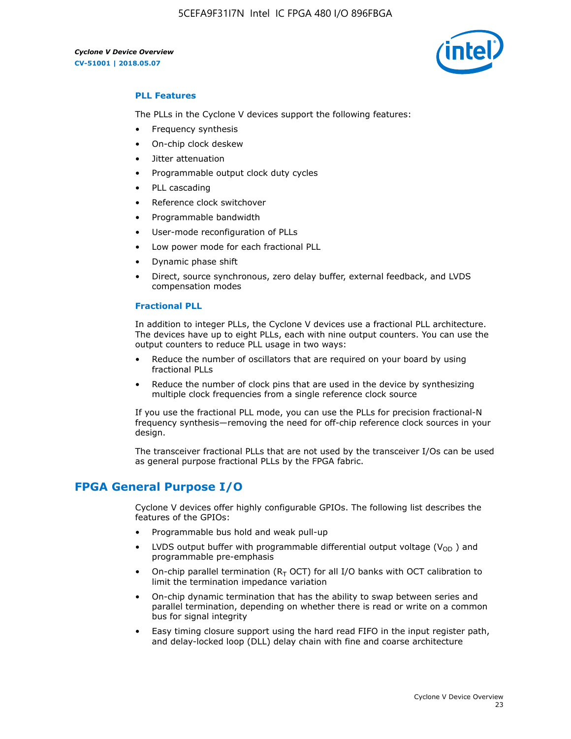### PLL Features

The PLLs in the Cyclone V devices support the following features:

- Frequency synthesis
- On-chip clock deskew
- Jitter attenuation
- Programmable output clock duty cycles
- PLL cascading
- Reference clock switchover
- Programmable bandwidth
- User-mode reconfiguration of PLLs
- Low power mode for each fractional PLL
- Dynamic phase shift
- Direct, source synchronous, zero delay buffer, external feedback, and LVDS compensation modes

### Fractional PLL

In addition to integer PLLs, the Cyclone V devices use a fractional PLL architecture. The devices have up to eight PLLs, each with nine output counters. You can use the output counters to reduce PLL usage in two ways:

- Reduce the number of oscillators that are required on your board by using fractional PLLs
- Reduce the number of clock pins that are used in the device by synthesizing multiple clock frequencies from a single reference clock source

If you use the fractional PLL mode, you can use the PLLs for precision fractional-N frequency synthesis—removing the need for off-chip reference clock sources in your design.

The transceiver fractional PLLs that are not used by the transceiver I/Os can be used as general purpose fractional PLLs by the FPGA fabric.

## FPGA General Purpose I/O

Cyclone V devices offer highly configurable GPIOs. The following list describes the features of the GPIOs:

- Programmable bus hold and weak pull-up
- LVDS output buffer with programmable differential output voltage ($V_{OD}$) and programmable pre-emphasis
- On-chip parallel termination ($R_T$ OCT) for all I/O banks with OCT calibration to limit the termination impedance variation
- On-chip dynamic termination that has the ability to swap between series and parallel termination, depending on whether there is read or write on a common bus for signal integrity
- Easy timing closure support using the hard read FIFO in the input register path, and delay-locked loop (DLL) delay chain with fine and coarse architecture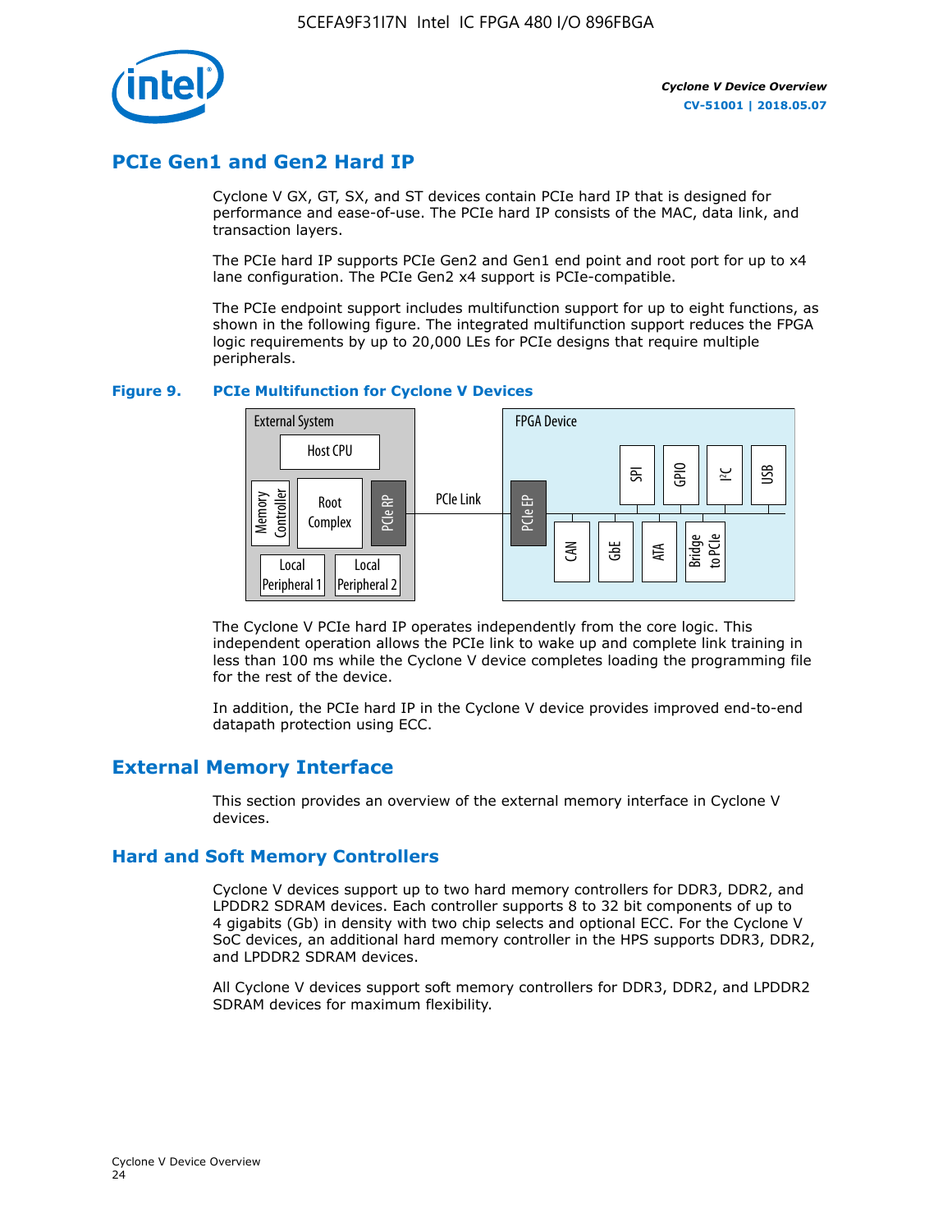## PCIe Gen1 and Gen2 Hard IP

Cyclone V GX, GT, SX, and ST devices contain PCIe hard IP that is designed for performance and ease-of-use. The PCIe hard IP consists of the MAC, data link, and transaction layers.

The PCIe hard IP supports PCIe Gen2 and Gen1 end point and root port for up to x4 lane configuration. The PCIe Gen2 x4 support is PCIe-compatible.

The PCIe endpoint support includes multifunction support for up to eight functions, as shown in the following figure. The integrated multifunction support reduces the FPGA logic requirements by up to 20,000 LEs for PCIe designs that require multiple peripherals.

**Figure 9. PCIe Multifunction for Cyclone V Devices**

The Cyclone V PCIe hard IP operates independently from the core logic. This independent operation allows the PCIe link to wake up and complete link training in less than 100 ms while the Cyclone V device completes loading the programming file for the rest of the device.

In addition, the PCIe hard IP in the Cyclone V device provides improved end-to-end datapath protection using ECC.

## External Memory Interface

This section provides an overview of the external memory interface in Cyclone V devices.

## Hard and Soft Memory Controllers

Cyclone V devices support up to two hard memory controllers for DDR3, DDR2, and LPDDR2 SDRAM devices. Each controller supports 8 to 32 bit components of up to 4 gigabits (Gb) in density with two chip selects and optional ECC. For the Cyclone V SoC devices, an additional hard memory controller in the HPS supports DDR3, DDR2, and LPDDR2 SDRAM devices.

All Cyclone V devices support soft memory controllers for DDR3, DDR2, and LPDDR2 SDRAM devices for maximum flexibility.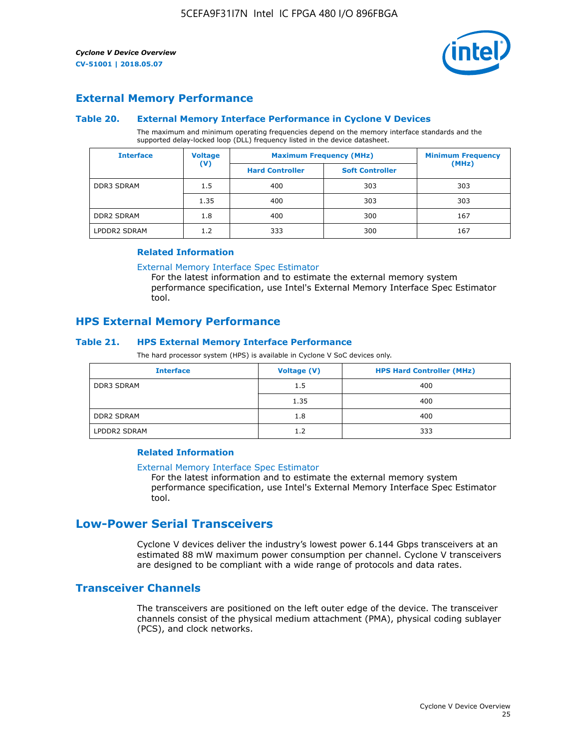## External Memory Performance

### Table 20. External Memory Interface Performance in Cyclone V Devices

The maximum and minimum operating frequencies depend on the memory interface standards and the supported delay-locked loop (DLL) frequency listed in the device datasheet.

| Interface | Voltage (V) | Maximum Frequency (MHz) | | Minimum Frequency (MHz) |
|---|---|---|---|---|
| | | Hard Controller | Soft Controller | |
| DDR3 SDRAM | 1.5 | 400 | 303 | 303 |
| | 1.35 | 400 | 303 | 303 |
| DDR2 SDRAM | 1.8 | 400 | 300 | 167 |
| LPDDR2 SDRAM | 1.2 | 333 | 300 | 167 |

#### Related Information

External Memory Interface Spec Estimator
For the latest information and to estimate the external memory system performance specification, use Intel's External Memory Interface Spec Estimator tool.

## HPS External Memory Performance

### Table 21. HPS External Memory Interface Performance

The hard processor system (HPS) is available in Cyclone V SoC devices only.

| Interface | Voltage (V) | HPS Hard Controller (MHz) |
|---|---|---|
| DDR3 SDRAM | 1.5 | 400 |
| | 1.35 | 400 |
| DDR2 SDRAM | 1.8 | 400 |
| LPDDR2 SDRAM | 1.2 | 333 |

#### Related Information

External Memory Interface Spec Estimator
For the latest information and to estimate the external memory system performance specification, use Intel's External Memory Interface Spec Estimator tool.

# Low-Power Serial Transceivers

Cyclone V devices deliver the industry's lowest power 6.144 Gbps transceivers at an estimated 88 mW maximum power consumption per channel. Cyclone V transceivers are designed to be compliant with a wide range of protocols and data rates.

## Transceiver Channels

The transceivers are positioned on the left outer edge of the device. The transceiver channels consist of the physical medium attachment (PMA), physical coding sublayer (PCS), and clock networks.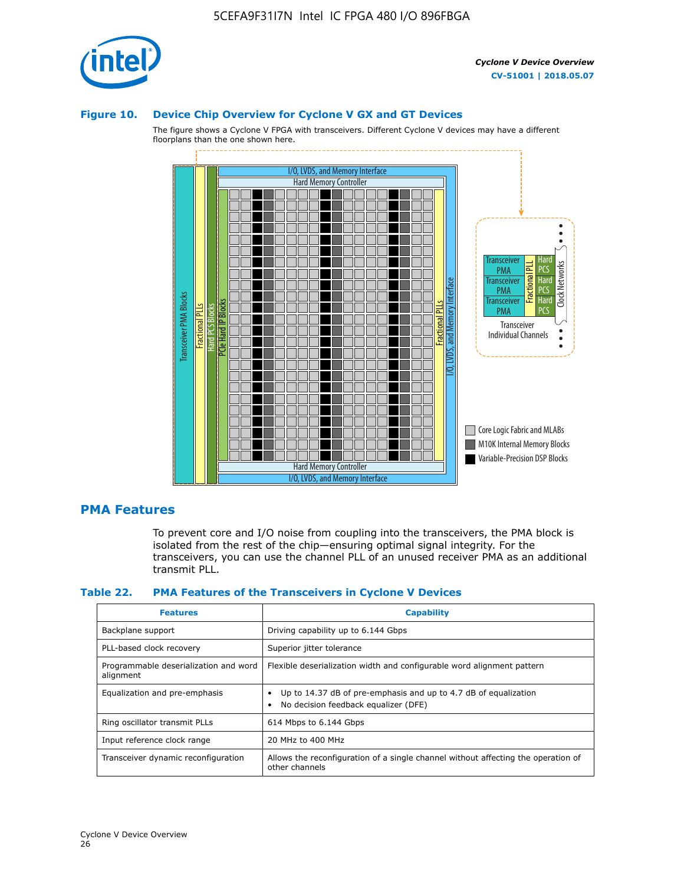### Figure 10. Device Chip Overview for Cyclone V GX and GT Devices

The figure shows a Cyclone V FPGA with transceivers. Different Cyclone V devices may have a different floorplans than the one shown here.

## PMA Features

To prevent core and I/O noise from coupling into the transceivers, the PMA block is isolated from the rest of the chip—ensuring optimal signal integrity. For the transceivers, you can use the channel PLL of an unused receiver PMA as an additional transmit PLL.

### Table 22. PMA Features of the Transceivers in Cyclone V Devices

| Features | Capability |
| --- | --- |
| Backplane support | Driving capability up to 6.144 Gbps |
| PLL-based clock recovery | Superior jitter tolerance |
| Programmable deserialization and word alignment | Flexible deserialization width and configurable word alignment pattern |
| Equalization and pre-emphasis | • Up to 14.37 dB of pre-emphasis and up to 4.7 dB of equalization<br>• No decision feedback equalizer (DFE) |
| Ring oscillator transmit PLLs | 614 Mbps to 6.144 Gbps |
| Input reference clock range | 20 MHz to 400 MHz |
| Transceiver dynamic reconfiguration | Allows the reconfiguration of a single channel without affecting the operation of other channels |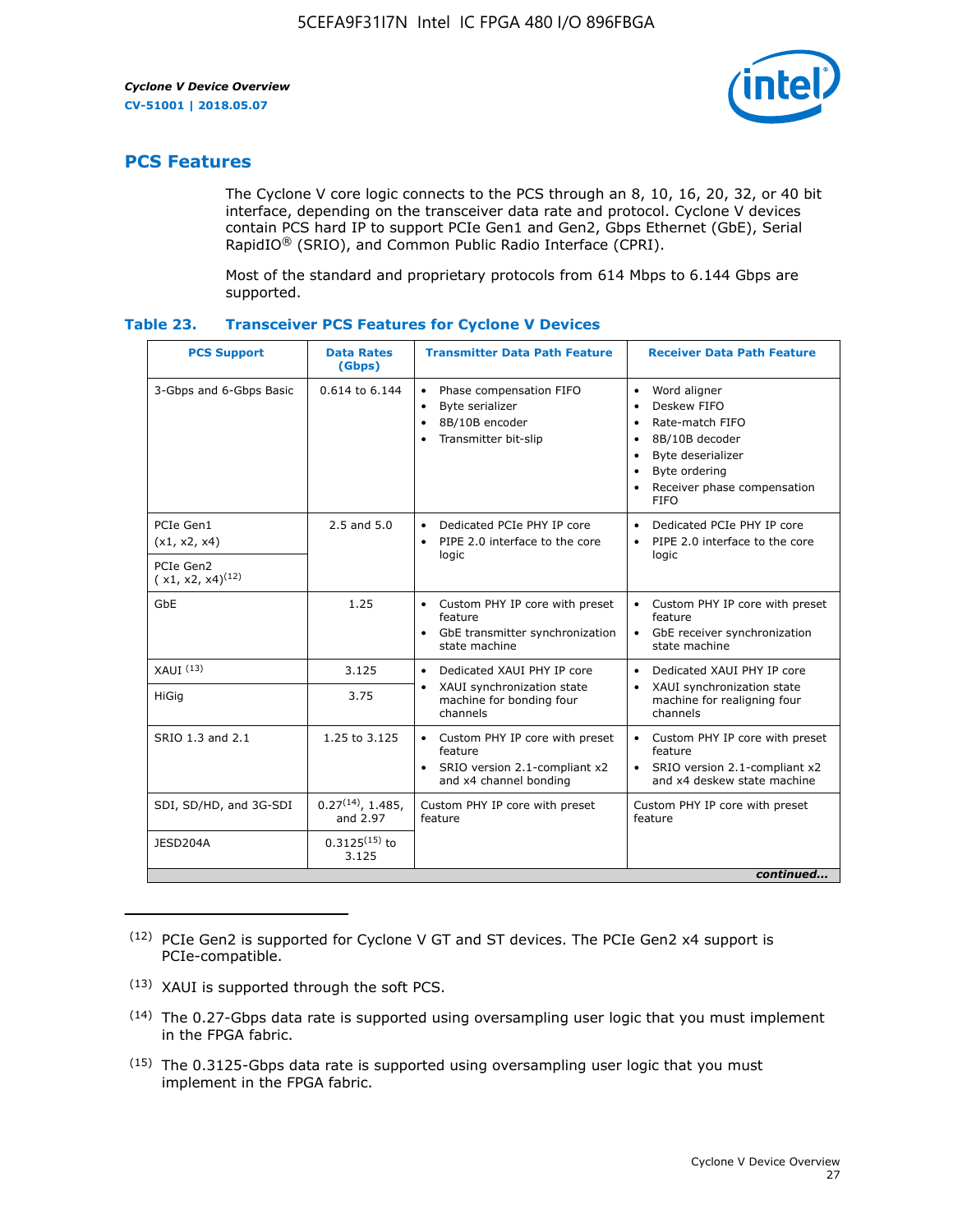## PCS Features

The Cyclone V core logic connects to the PCS through an 8, 10, 16, 20, 32, or 40 bit interface, depending on the transceiver data rate and protocol. Cyclone V devices contain PCS hard IP to support PCIe Gen1 and Gen2, Gbps Ethernet (GbE), Serial RapidIO® (SRIO), and Common Public Radio Interface (CPRI).

Most of the standard and proprietary protocols from 614 Mbps to 6.144 Gbps are supported.

**Table 23. Transceiver PCS Features for Cyclone V Devices**

| PCS Support | Data Rates (Gbps) | Transmitter Data Path Feature | Receiver Data Path Feature |
|---|---|---|---|
| 3-Gbps and 6-Gbps Basic | 0.614 to 6.144 | • Phase compensation FIFO<br>• Byte serializer<br>• 8B/10B encoder<br>• Transmitter bit-slip | • Word aligner<br>• Deskew FIFO<br>• Rate-match FIFO<br>• 8B/10B decoder<br>• Byte deserializer<br>• Byte ordering<br>• Receiver phase compensation FIFO |
| PCIe Gen1 (x1, x2, x4) | 2.5 and 5.0 | • Dedicated PCIe PHY IP core<br>• PIPE 2.0 interface to the core logic | • Dedicated PCIe PHY IP core<br>• PIPE 2.0 interface to the core logic |
| PCIe Gen2 ( x1, x2, x4)[12] | | | |
| GbE | 1.25 | • Custom PHY IP core with preset feature<br>• GbE transmitter synchronization state machine | • Custom PHY IP core with preset feature<br>• GbE receiver synchronization state machine |
| XAUI [13] | 3.125 | • Dedicated XAUI PHY IP core<br>• XAUI synchronization state machine for bonding four channels | • Dedicated XAUI PHY IP core<br>• XAUI synchronization state machine for realigning four channels |
| HiGig | 3.75 | | |
| SRIO 1.3 and 2.1 | 1.25 to 3.125 | • Custom PHY IP core with preset feature<br>• SRIO version 2.1-compliant x2 and x4 channel bonding | • Custom PHY IP core with preset feature<br>• SRIO version 2.1-compliant x2 and x4 deskew state machine |
| SDI, SD/HD, and 3G-SDI | 0.27[14], 1.485, and 2.97 | Custom PHY IP core with preset feature | Custom PHY IP core with preset feature |
| JESD204A | 0.3125[15] to 3.125 | | |

*continued...*

(12) PCIe Gen2 is supported for Cyclone V GT and ST devices. The PCIe Gen2 x4 support is PCIe-compatible.

(13) XAUI is supported through the soft PCS.

(14) The 0.27-Gbps data rate is supported using oversampling user logic that you must implement in the FPGA fabric.

(15) The 0.3125-Gbps data rate is supported using oversampling user logic that you must implement in the FPGA fabric.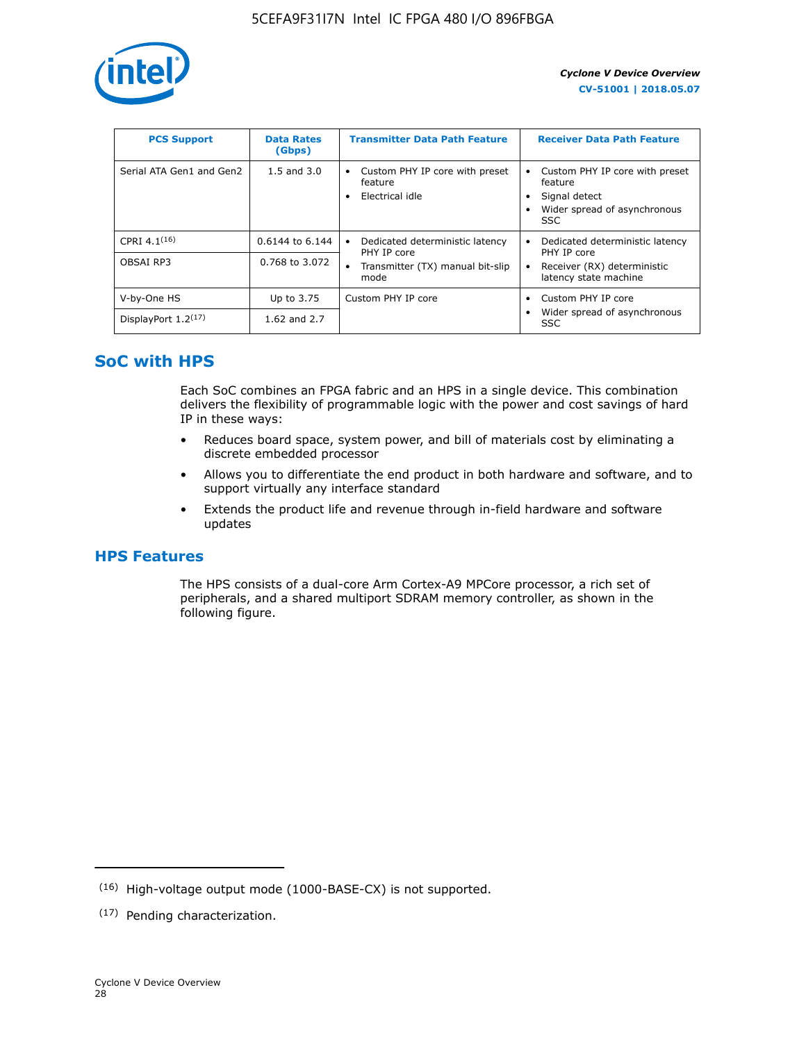| PCS Support | Data Rates (Gbps) | Transmitter Data Path Feature | Receiver Data Path Feature |
|---|---|---|---|
| Serial ATA Gen1 and Gen2 | 1.5 and 3.0 | • Custom PHY IP core with preset feature<br>• Electrical idle | • Custom PHY IP core with preset feature<br>• Signal detect<br>• Wider spread of asynchronous SSC |
| CPRI 4.1[16] | 0.6144 to 6.144 | • Dedicated deterministic latency PHY IP core<br>• Transmitter (TX) manual bit-slip mode | • Dedicated deterministic latency PHY IP core<br>• Receiver (RX) deterministic latency state machine |
| OBSAI RP3 | 0.768 to 3.072 | | |
| V-by-One HS | Up to 3.75 | Custom PHY IP core | • Custom PHY IP core<br>• Wider spread of asynchronous SSC |
| DisplayPort 1.2[17] | 1.62 and 2.7 | | |

## SoC with HPS

Each SoC combines an FPGA fabric and an HPS in a single device. This combination delivers the flexibility of programmable logic with the power and cost savings of hard IP in these ways:

- Reduces board space, system power, and bill of materials cost by eliminating a discrete embedded processor
- Allows you to differentiate the end product in both hardware and software, and to support virtually any interface standard
- Extends the product life and revenue through in-field hardware and software updates

## HPS Features

The HPS consists of a dual-core Arm Cortex-A9 MPCore processor, a rich set of peripherals, and a shared multiport SDRAM memory controller, as shown in the following figure.

(16) High-voltage output mode (1000-BASE-CX) is not supported.

(17) Pending characterization.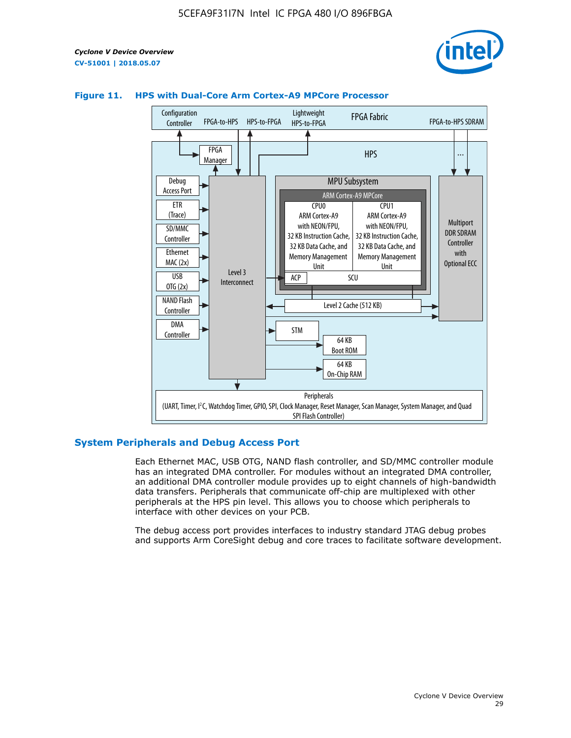**Figure 11. HPS with Dual-Core Arm Cortex-A9 MPCore Processor**

## System Peripherals and Debug Access Port

Each Ethernet MAC, USB OTG, NAND flash controller, and SD/MMC controller module has an integrated DMA controller. For modules without an integrated DMA controller, an additional DMA controller module provides up to eight channels of high-bandwidth data transfers. Peripherals that communicate off-chip are multiplexed with other peripherals at the HPS pin level. This allows you to choose which peripherals to interface with other devices on your PCB.

The debug access port provides interfaces to industry standard JTAG debug probes and supports Arm CoreSight debug and core traces to facilitate software development.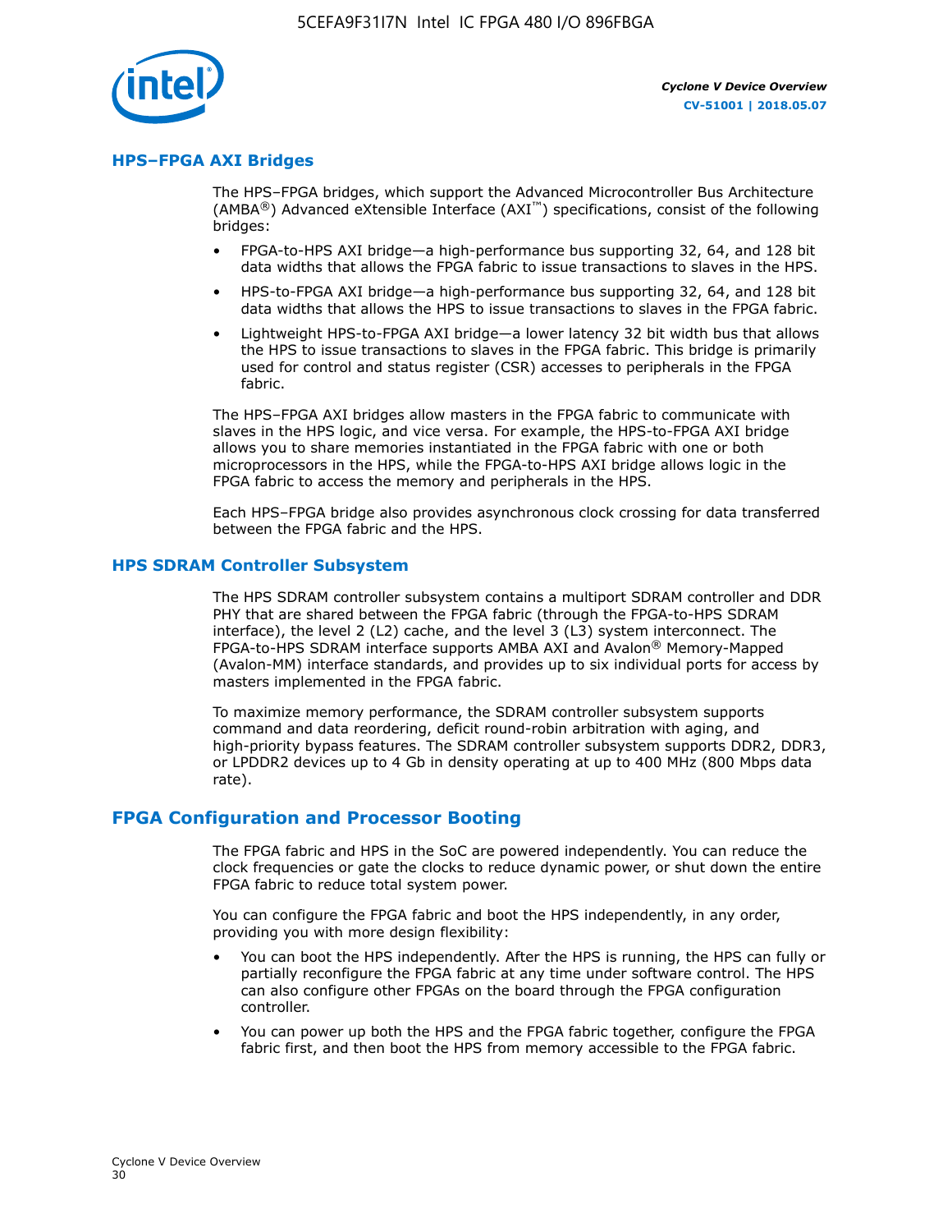## HPS–FPGA AXI Bridges

The HPS–FPGA bridges, which support the Advanced Microcontroller Bus Architecture (AMBA®) Advanced eXtensible Interface (AXI™) specifications, consist of the following bridges:

- FPGA-to-HPS AXI bridge—a high-performance bus supporting 32, 64, and 128 bit data widths that allows the FPGA fabric to issue transactions to slaves in the HPS.
- HPS-to-FPGA AXI bridge—a high-performance bus supporting 32, 64, and 128 bit data widths that allows the HPS to issue transactions to slaves in the FPGA fabric.
- Lightweight HPS-to-FPGA AXI bridge—a lower latency 32 bit width bus that allows the HPS to issue transactions to slaves in the FPGA fabric. This bridge is primarily used for control and status register (CSR) accesses to peripherals in the FPGA fabric.

The HPS–FPGA AXI bridges allow masters in the FPGA fabric to communicate with slaves in the HPS logic, and vice versa. For example, the HPS-to-FPGA AXI bridge allows you to share memories instantiated in the FPGA fabric with one or both microprocessors in the HPS, while the FPGA-to-HPS AXI bridge allows logic in the FPGA fabric to access the memory and peripherals in the HPS.

Each HPS–FPGA bridge also provides asynchronous clock crossing for data transferred between the FPGA fabric and the HPS.

## HPS SDRAM Controller Subsystem

The HPS SDRAM controller subsystem contains a multiport SDRAM controller and DDR PHY that are shared between the FPGA fabric (through the FPGA-to-HPS SDRAM interface), the level 2 (L2) cache, and the level 3 (L3) system interconnect. The FPGA-to-HPS SDRAM interface supports AMBA AXI and Avalon® Memory-Mapped (Avalon-MM) interface standards, and provides up to six individual ports for access by masters implemented in the FPGA fabric.

To maximize memory performance, the SDRAM controller subsystem supports command and data reordering, deficit round-robin arbitration with aging, and high-priority bypass features. The SDRAM controller subsystem supports DDR2, DDR3, or LPDDR2 devices up to 4 Gb in density operating at up to 400 MHz (800 Mbps data rate).

# FPGA Configuration and Processor Booting

The FPGA fabric and HPS in the SoC are powered independently. You can reduce the clock frequencies or gate the clocks to reduce dynamic power, or shut down the entire FPGA fabric to reduce total system power.

You can configure the FPGA fabric and boot the HPS independently, in any order, providing you with more design flexibility:

- You can boot the HPS independently. After the HPS is running, the HPS can fully or partially reconfigure the FPGA fabric at any time under software control. The HPS can also configure other FPGAs on the board through the FPGA configuration controller.
- You can power up both the HPS and the FPGA fabric together, configure the FPGA fabric first, and then boot the HPS from memory accessible to the FPGA fabric.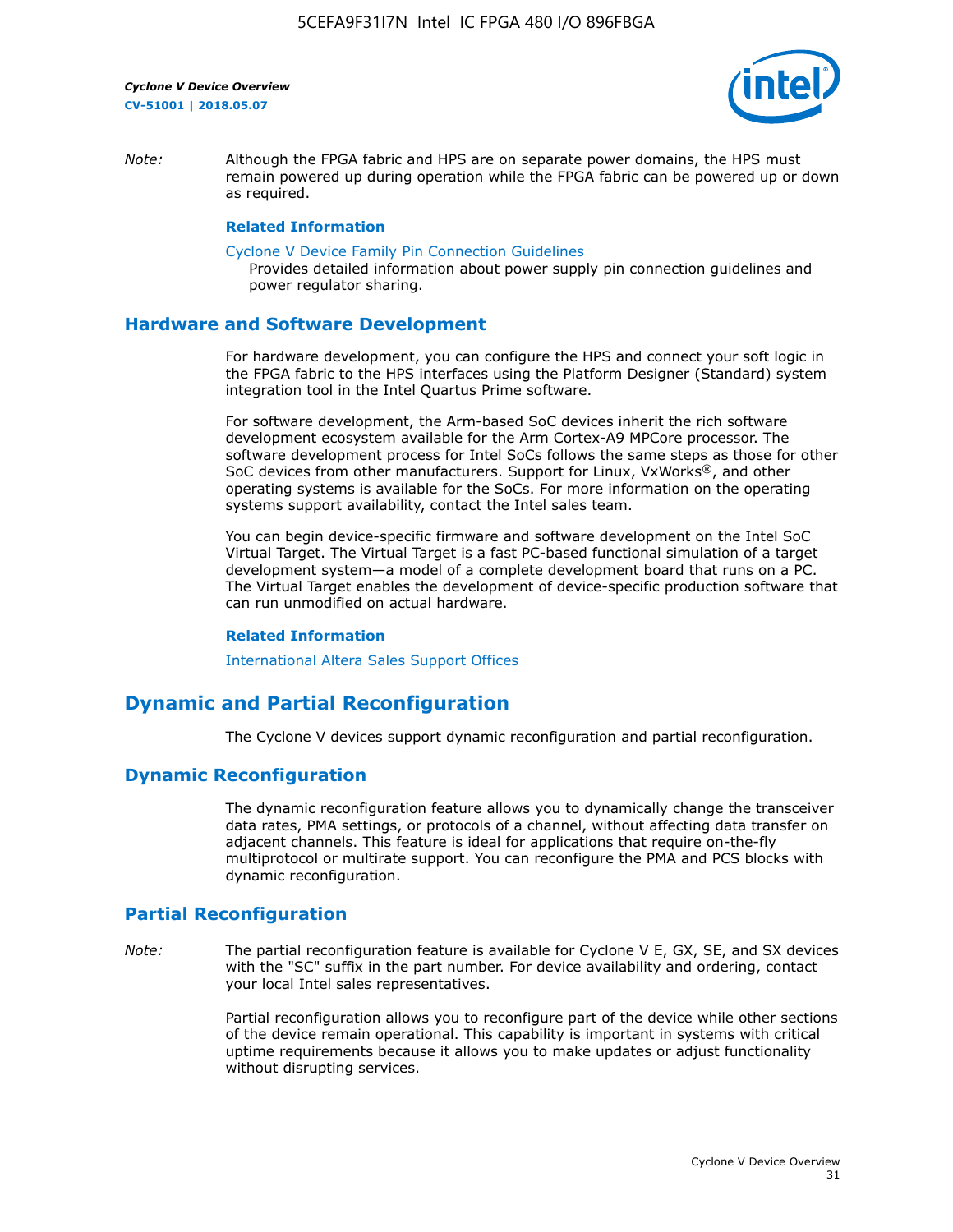*Note:* Although the FPGA fabric and HPS are on separate power domains, the HPS must remain powered up during operation while the FPGA fabric can be powered up or down as required.

**Related Information**

Cyclone V Device Family Pin Connection Guidelines
Provides detailed information about power supply pin connection guidelines and power regulator sharing.

## Hardware and Software Development

For hardware development, you can configure the HPS and connect your soft logic in the FPGA fabric to the HPS interfaces using the Platform Designer (Standard) system integration tool in the Intel Quartus Prime software.

For software development, the Arm-based SoC devices inherit the rich software development ecosystem available for the Arm Cortex-A9 MPCore processor. The software development process for Intel SoCs follows the same steps as those for other SoC devices from other manufacturers. Support for Linux, VxWorks®, and other operating systems is available for the SoCs. For more information on the operating systems support availability, contact the Intel sales team.

You can begin device-specific firmware and software development on the Intel SoC Virtual Target. The Virtual Target is a fast PC-based functional simulation of a target development system—a model of a complete development board that runs on a PC. The Virtual Target enables the development of device-specific production software that can run unmodified on actual hardware.

**Related Information**

International Altera Sales Support Offices

# Dynamic and Partial Reconfiguration

The Cyclone V devices support dynamic reconfiguration and partial reconfiguration.

## Dynamic Reconfiguration

The dynamic reconfiguration feature allows you to dynamically change the transceiver data rates, PMA settings, or protocols of a channel, without affecting data transfer on adjacent channels. This feature is ideal for applications that require on-the-fly multiprotocol or multirate support. You can reconfigure the PMA and PCS blocks with dynamic reconfiguration.

## Partial Reconfiguration

*Note:* The partial reconfiguration feature is available for Cyclone V E, GX, SE, and SX devices with the "SC" suffix in the part number. For device availability and ordering, contact your local Intel sales representatives.

Partial reconfiguration allows you to reconfigure part of the device while other sections of the device remain operational. This capability is important in systems with critical uptime requirements because it allows you to make updates or adjust functionality without disrupting services.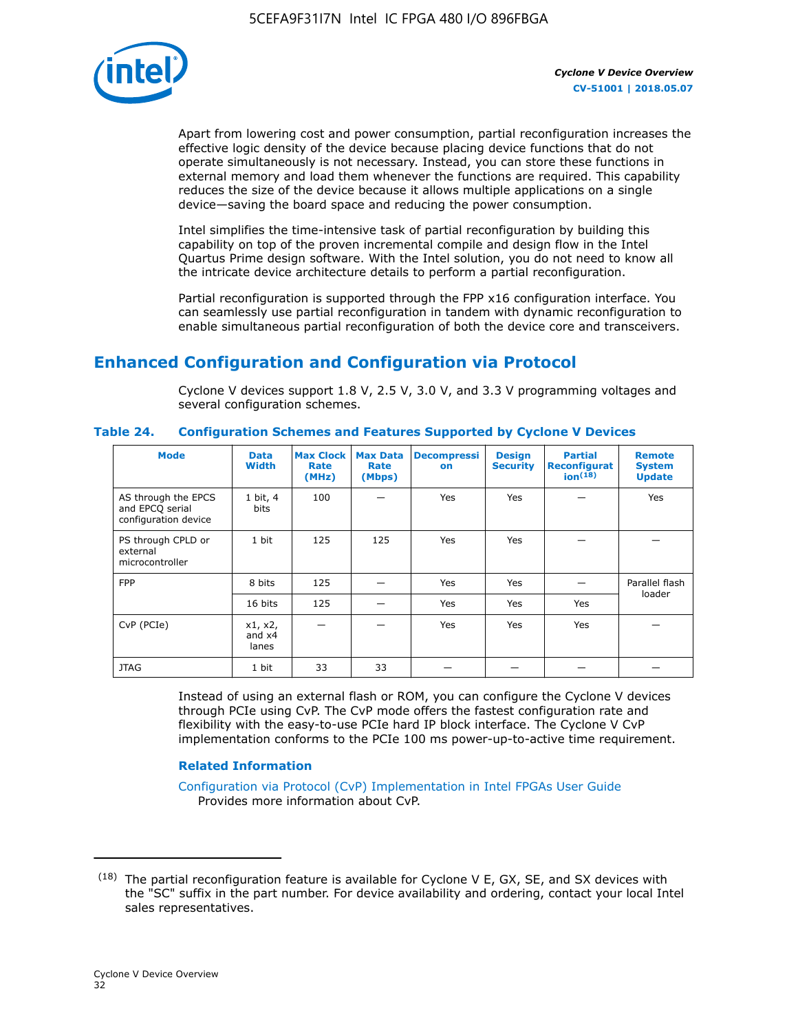Apart from lowering cost and power consumption, partial reconfiguration increases the effective logic density of the device because placing device functions that do not operate simultaneously is not necessary. Instead, you can store these functions in external memory and load them whenever the functions are required. This capability reduces the size of the device because it allows multiple applications on a single device—saving the board space and reducing the power consumption.

Intel simplifies the time-intensive task of partial reconfiguration by building this capability on top of the proven incremental compile and design flow in the Intel Quartus Prime design software. With the Intel solution, you do not need to know all the intricate device architecture details to perform a partial reconfiguration.

Partial reconfiguration is supported through the FPP x16 configuration interface. You can seamlessly use partial reconfiguration in tandem with dynamic reconfiguration to enable simultaneous partial reconfiguration of both the device core and transceivers.

## Enhanced Configuration and Configuration via Protocol

Cyclone V devices support 1.8 V, 2.5 V, 3.0 V, and 3.3 V programming voltages and several configuration schemes.

**Table 24. Configuration Schemes and Features Supported by Cyclone V Devices**

| Mode | Data Width | Max Clock Rate (MHz) | Max Data Rate (Mbps) | Decompression | Design Security | Partial Reconfiguration[18] | Remote System Update |
|---|---|---|---|---|---|---|---|
| AS through the EPCS and EPCQ serial configuration device | 1 bit, 4 bits | 100 | — | Yes | Yes | — | Yes |
| PS through CPLD or external microcontroller | 1 bit | 125 | 125 | Yes | Yes | — | — |
| FPP | 8 bits | 125 | — | Yes | Yes | — | Parallel flash loader |
| | 16 bits | 125 | — | Yes | Yes | Yes | |
| CvP (PCIe) | x1, x2, and x4 lanes | — | — | Yes | Yes | Yes | — |
| JTAG | 1 bit | 33 | 33 | — | — | — | — |

Instead of using an external flash or ROM, you can configure the Cyclone V devices through PCIe using CvP. The CvP mode offers the fastest configuration rate and flexibility with the easy-to-use PCIe hard IP block interface. The Cyclone V CvP implementation conforms to the PCIe 100 ms power-up-to-active time requirement.

### Related Information

Configuration via Protocol (CvP) Implementation in Intel FPGAs User Guide
Provides more information about CvP.

(18) The partial reconfiguration feature is available for Cyclone V E, GX, SE, and SX devices with the "SC" suffix in the part number. For device availability and ordering, contact your local Intel sales representatives.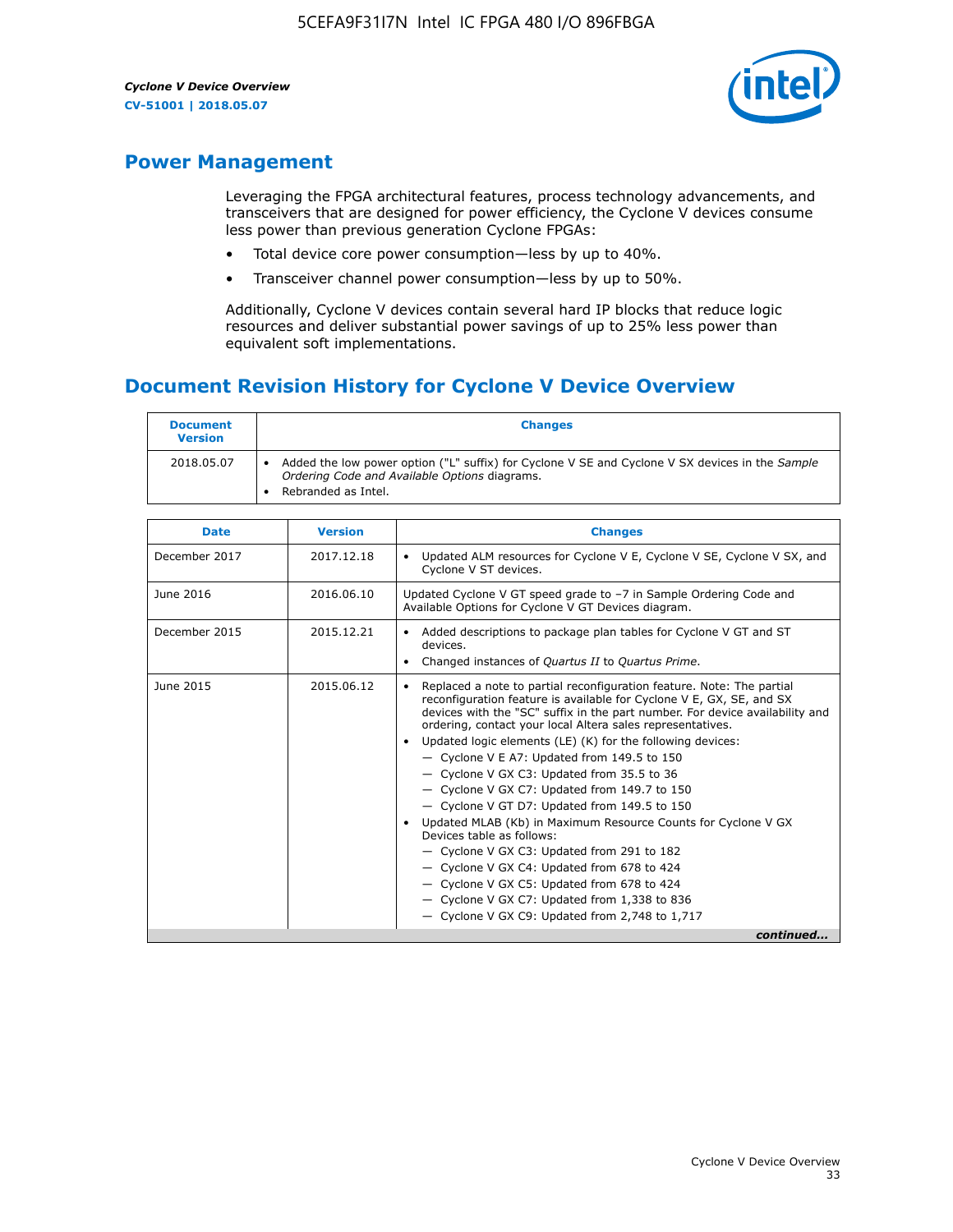## Power Management

Leveraging the FPGA architectural features, process technology advancements, and transceivers that are designed for power efficiency, the Cyclone V devices consume less power than previous generation Cyclone FPGAs:

- Total device core power consumption—less by up to 40%.
- Transceiver channel power consumption—less by up to 50%.

Additionally, Cyclone V devices contain several hard IP blocks that reduce logic resources and deliver substantial power savings of up to 25% less power than equivalent soft implementations.

## Document Revision History for Cyclone V Device Overview

| Document Version | Changes |
|---|---|
| 2018.05.07 | • Added the low power option ("L" suffix) for Cyclone V SE and Cyclone V SX devices in the *Sample Ordering Code and Available Options* diagrams.<br>• Rebranded as Intel. |

| Date | Version | Changes |
|---|---|---|
| December 2017 | 2017.12.18 | • Updated ALM resources for Cyclone V E, Cyclone V SE, Cyclone V SX, and Cyclone V ST devices. |
| June 2016 | 2016.06.10 | Updated Cyclone V GT speed grade to –7 in Sample Ordering Code and Available Options for Cyclone V GT Devices diagram. |
| December 2015 | 2015.12.21 | • Added descriptions to package plan tables for Cyclone V GT and ST devices.<br>• Changed instances of *Quartus II* to *Quartus Prime*. |
| June 2015 | 2015.06.12 | • Replaced a note to partial reconfiguration feature. Note: The partial reconfiguration feature is available for Cyclone V E, GX, SE, and SX devices with the "SC" suffix in the part number. For device availability and ordering, contact your local Altera sales representatives.<br>• Updated logic elements (LE) (K) for the following devices:<br>— Cyclone V E A7: Updated from 149.5 to 150<br>— Cyclone V GX C3: Updated from 35.5 to 36<br>— Cyclone V GX C7: Updated from 149.7 to 150<br>— Cyclone V GT D7: Updated from 149.5 to 150<br>• Updated MLAB (Kb) in Maximum Resource Counts for Cyclone V GX Devices table as follows:<br>— Cyclone V GX C3: Updated from 291 to 182<br>— Cyclone V GX C4: Updated from 678 to 424<br>— Cyclone V GX C5: Updated from 678 to 424<br>— Cyclone V GX C7: Updated from 1,338 to 836<br>— Cyclone V GX C9: Updated from 2,748 to 1,717 |

*continued...*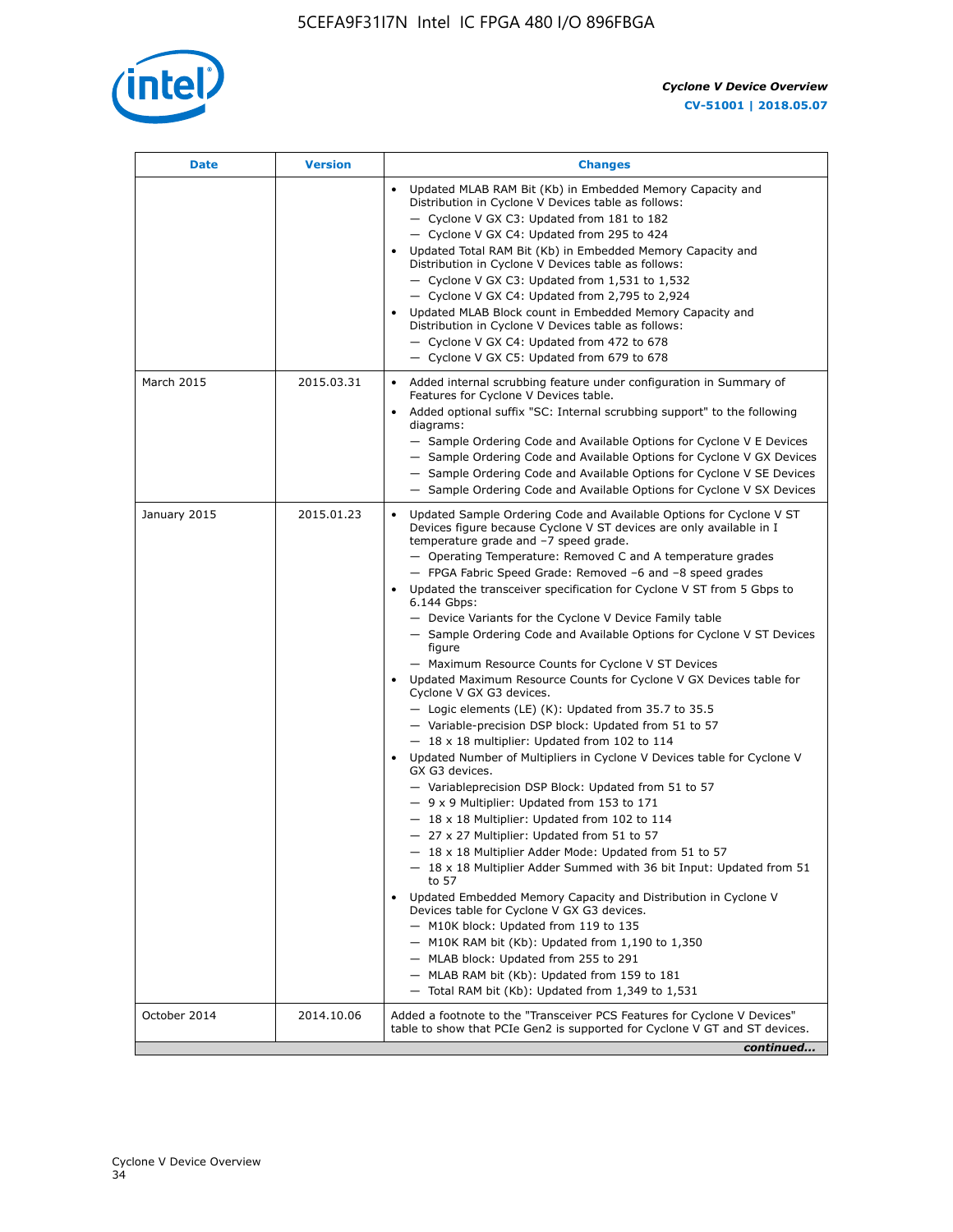| Date | Version | Changes |
|---|---|---|
| | | • Updated MLAB RAM Bit (Kb) in Embedded Memory Capacity and Distribution in Cyclone V Devices table as follows:<br>— Cyclone V GX C3: Updated from 181 to 182<br>— Cyclone V GX C4: Updated from 295 to 424<br>• Updated Total RAM Bit (Kb) in Embedded Memory Capacity and Distribution in Cyclone V Devices table as follows:<br>— Cyclone V GX C3: Updated from 1,531 to 1,532<br>— Cyclone V GX C4: Updated from 2,795 to 2,924<br>• Updated MLAB Block count in Embedded Memory Capacity and Distribution in Cyclone V Devices table as follows:<br>— Cyclone V GX C4: Updated from 472 to 678<br>— Cyclone V GX C5: Updated from 679 to 678 |
| March 2015 | 2015.03.31 | • Added internal scrubbing feature under configuration in Summary of Features for Cyclone V Devices table.<br>• Added optional suffix "SC: Internal scrubbing support" to the following diagrams:<br>— Sample Ordering Code and Available Options for Cyclone V E Devices<br>— Sample Ordering Code and Available Options for Cyclone V GX Devices<br>— Sample Ordering Code and Available Options for Cyclone V SE Devices<br>— Sample Ordering Code and Available Options for Cyclone V SX Devices |
| January 2015 | 2015.01.23 | • Updated Sample Ordering Code and Available Options for Cyclone V ST Devices figure because Cyclone V ST devices are only available in I temperature grade and −7 speed grade.<br>— Operating Temperature: Removed C and A temperature grades<br>— FPGA Fabric Speed Grade: Removed −6 and −8 speed grades<br>• Updated the transceiver specification for Cyclone V ST from 5 Gbps to 6.144 Gbps:<br>— Device Variants for the Cyclone V Device Family table<br>— Sample Ordering Code and Available Options for Cyclone V ST Devices figure<br>— Maximum Resource Counts for Cyclone V ST Devices<br>• Updated Maximum Resource Counts for Cyclone V GX Devices table for Cyclone V GX G3 devices.<br>— Logic elements (LE) (K): Updated from 35.7 to 35.5<br>— Variable-precision DSP block: Updated from 51 to 57<br>— 18 x 18 multiplier: Updated from 102 to 114<br>• Updated Number of Multipliers in Cyclone V Devices table for Cyclone V GX G3 devices.<br>— Variableprecision DSP Block: Updated from 51 to 57<br>— 9 x 9 Multiplier: Updated from 153 to 171<br>— 18 x 18 Multiplier: Updated from 102 to 114<br>— 27 x 27 Multiplier: Updated from 51 to 57<br>— 18 x 18 Multiplier Adder Mode: Updated from 51 to 57<br>— 18 x 18 Multiplier Adder Summed with 36 bit Input: Updated from 51 to 57<br>• Updated Embedded Memory Capacity and Distribution in Cyclone V Devices table for Cyclone V GX G3 devices.<br>— M10K block: Updated from 119 to 135<br>— M10K RAM bit (Kb): Updated from 1,190 to 1,350<br>— MLAB block: Updated from 255 to 291<br>— MLAB RAM bit (Kb): Updated from 159 to 181<br>— Total RAM bit (Kb): Updated from 1,349 to 1,531 |
| October 2014 | 2014.10.06 | Added a footnote to the "Transceiver PCS Features for Cyclone V Devices" table to show that PCIe Gen2 is supported for Cyclone V GT and ST devices. |

*continued...*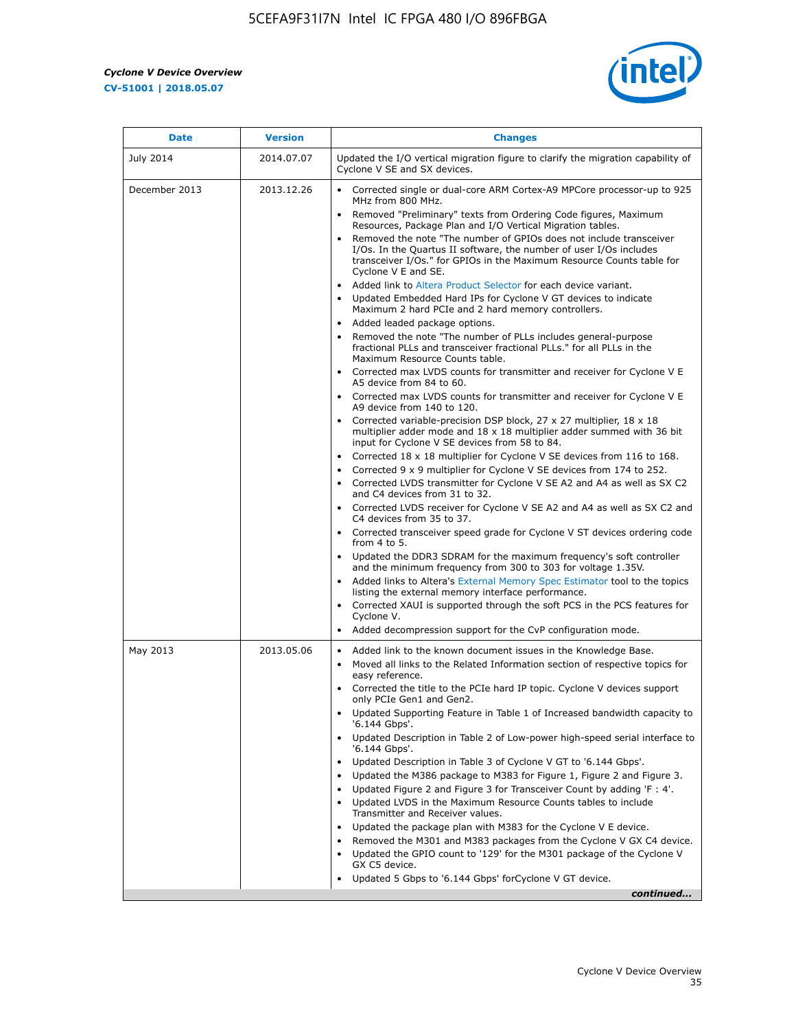| Date | Version | Changes |
| --- | --- | --- |
| July 2014 | 2014.07.07 | Updated the I/O vertical migration figure to clarify the migration capability of Cyclone V SE and SX devices. |
| December 2013 | 2013.12.26 | • Corrected single or dual-core ARM Cortex-A9 MPCore processor-up to 925 MHz from 800 MHz.<br>• Removed "Preliminary" texts from Ordering Code figures, Maximum Resources, Package Plan and I/O Vertical Migration tables.<br>• Removed the note "The number of GPIOs does not include transceiver I/Os. In the Quartus II software, the number of user I/Os includes transceiver I/Os." for GPIOs in the Maximum Resource Counts table for Cyclone V E and SE.<br>• Added link to Altera Product Selector for each device variant.<br>• Updated Embedded Hard IPs for Cyclone V GT devices to indicate Maximum 2 hard PCIe and 2 hard memory controllers.<br>• Added leaded package options.<br>• Removed the note "The number of PLLs includes general-purpose fractional PLLs and transceiver fractional PLLs." for all PLLs in the Maximum Resource Counts table.<br>• Corrected max LVDS counts for transmitter and receiver for Cyclone V E A5 device from 84 to 60.<br>• Corrected max LVDS counts for transmitter and receiver for Cyclone V E A9 device from 140 to 120.<br>• Corrected variable-precision DSP block, 27 x 27 multiplier, 18 x 18 multiplier adder mode and 18 x 18 multiplier adder summed with 36 bit input for Cyclone V SE devices from 58 to 84.<br>• Corrected 18 x 18 multiplier for Cyclone V SE devices from 116 to 168.<br>• Corrected 9 x 9 multiplier for Cyclone V SE devices from 174 to 252.<br>• Corrected LVDS transmitter for Cyclone V SE A2 and A4 as well as SX C2 and C4 devices from 31 to 32.<br>• Corrected LVDS receiver for Cyclone V SE A2 and A4 as well as SX C2 and C4 devices from 35 to 37.<br>• Corrected transceiver speed grade for Cyclone V ST devices ordering code from 4 to 5.<br>• Updated the DDR3 SDRAM for the maximum frequency's soft controller and the minimum frequency from 300 to 303 for voltage 1.35V.<br>• Added links to Altera's External Memory Spec Estimator tool to the topics listing the external memory interface performance.<br>• Corrected XAUI is supported through the soft PCS in the PCS features for Cyclone V.<br>• Added decompression support for the CvP configuration mode. |
| May 2013 | 2013.05.06 | • Added link to the known document issues in the Knowledge Base.<br>• Moved all links to the Related Information section of respective topics for easy reference.<br>• Corrected the title to the PCIe hard IP topic. Cyclone V devices support only PCIe Gen1 and Gen2.<br>• Updated Supporting Feature in Table 1 of Increased bandwidth capacity to '6.144 Gbps'.<br>• Updated Description in Table 2 of Low-power high-speed serial interface to '6.144 Gbps'.<br>• Updated Description in Table 3 of Cyclone V GT to '6.144 Gbps'.<br>• Updated the M386 package to M383 for Figure 1, Figure 2 and Figure 3.<br>• Updated Figure 2 and Figure 3 for Transceiver Count by adding 'F : 4'.<br>• Updated LVDS in the Maximum Resource Counts tables to include Transmitter and Receiver values.<br>• Updated the package plan with M383 for the Cyclone V E device.<br>• Removed the M301 and M383 packages from the Cyclone V GX C4 device.<br>• Updated the GPIO count to '129' for the M301 package of the Cyclone V GX C5 device.<br>• Updated 5 Gbps to '6.144 Gbps' forCyclone V GT device. |

*continued...*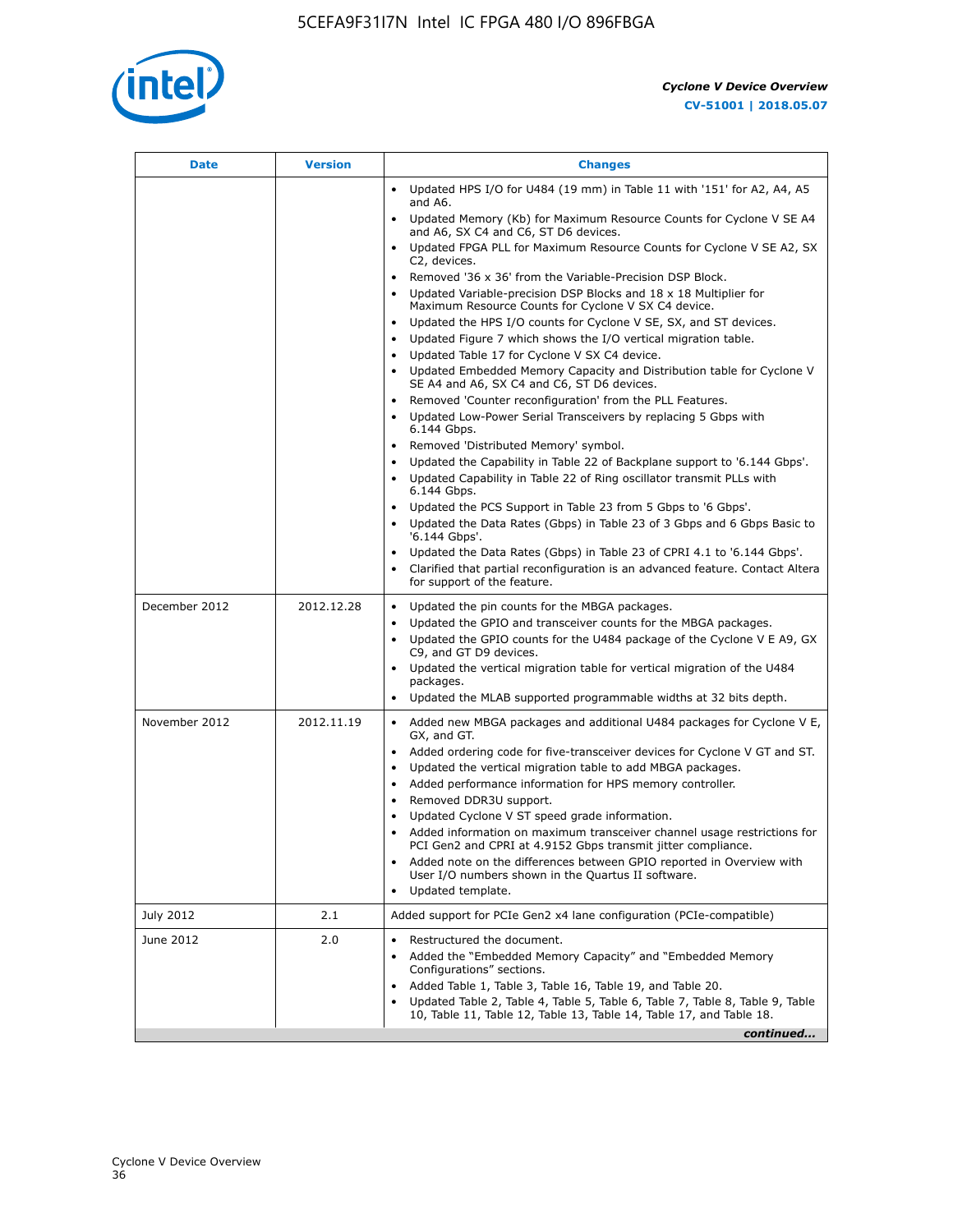| Date | Version | Changes |
| --- | --- | --- |
| | | • Updated HPS I/O for U484 (19 mm) in Table 11 with '151' for A2, A4, A5 and A6.<br>• Updated Memory (Kb) for Maximum Resource Counts for Cyclone V SE A4 and A6, SX C4 and C6, ST D6 devices.<br>• Updated FPGA PLL for Maximum Resource Counts for Cyclone V SE A2, SX C2, devices.<br>• Removed '36 x 36' from the Variable-Precision DSP Block.<br>• Updated Variable-precision DSP Blocks and 18 x 18 Multiplier for Maximum Resource Counts for Cyclone V SX C4 device.<br>• Updated the HPS I/O counts for Cyclone V SE, SX, and ST devices.<br>• Updated Figure 7 which shows the I/O vertical migration table.<br>• Updated Table 17 for Cyclone V SX C4 device.<br>• Updated Embedded Memory Capacity and Distribution table for Cyclone V SE A4 and A6, SX C4 and C6, ST D6 devices.<br>• Removed 'Counter reconfiguration' from the PLL Features.<br>• Updated Low-Power Serial Transceivers by replacing 5 Gbps with 6.144 Gbps.<br>• Removed 'Distributed Memory' symbol.<br>• Updated the Capability in Table 22 of Backplane support to '6.144 Gbps'.<br>• Updated Capability in Table 22 of Ring oscillator transmit PLLs with 6.144 Gbps.<br>• Updated the PCS Support in Table 23 from 5 Gbps to '6 Gbps'.<br>• Updated the Data Rates (Gbps) in Table 23 of 3 Gbps and 6 Gbps Basic to '6.144 Gbps'.<br>• Updated the Data Rates (Gbps) in Table 23 of CPRI 4.1 to '6.144 Gbps'.<br>• Clarified that partial reconfiguration is an advanced feature. Contact Altera for support of the feature. |
| December 2012 | 2012.12.28 | • Updated the pin counts for the MBGA packages.<br>• Updated the GPIO and transceiver counts for the MBGA packages.<br>• Updated the GPIO counts for the U484 package of the Cyclone V E A9, GX C9, and GT D9 devices.<br>• Updated the vertical migration table for vertical migration of the U484 packages.<br>• Updated the MLAB supported programmable widths at 32 bits depth. |
| November 2012 | 2012.11.19 | • Added new MBGA packages and additional U484 packages for Cyclone V E, GX, and GT.<br>• Added ordering code for five-transceiver devices for Cyclone V GT and ST.<br>• Updated the vertical migration table to add MBGA packages.<br>• Added performance information for HPS memory controller.<br>• Removed DDR3U support.<br>• Updated Cyclone V ST speed grade information.<br>• Added information on maximum transceiver channel usage restrictions for PCI Gen2 and CPRI at 4.9152 Gbps transmit jitter compliance.<br>• Added note on the differences between GPIO reported in Overview with User I/O numbers shown in the Quartus II software.<br>• Updated template. |
| July 2012 | 2.1 | Added support for PCIe Gen2 x4 lane configuration (PCIe-compatible) |
| June 2012 | 2.0 | • Restructured the document.<br>• Added the "Embedded Memory Capacity" and "Embedded Memory Configurations" sections.<br>• Added Table 1, Table 3, Table 16, Table 19, and Table 20.<br>• Updated Table 2, Table 4, Table 5, Table 6, Table 7, Table 8, Table 9, Table 10, Table 11, Table 12, Table 13, Table 14, Table 17, and Table 18. |

*continued...*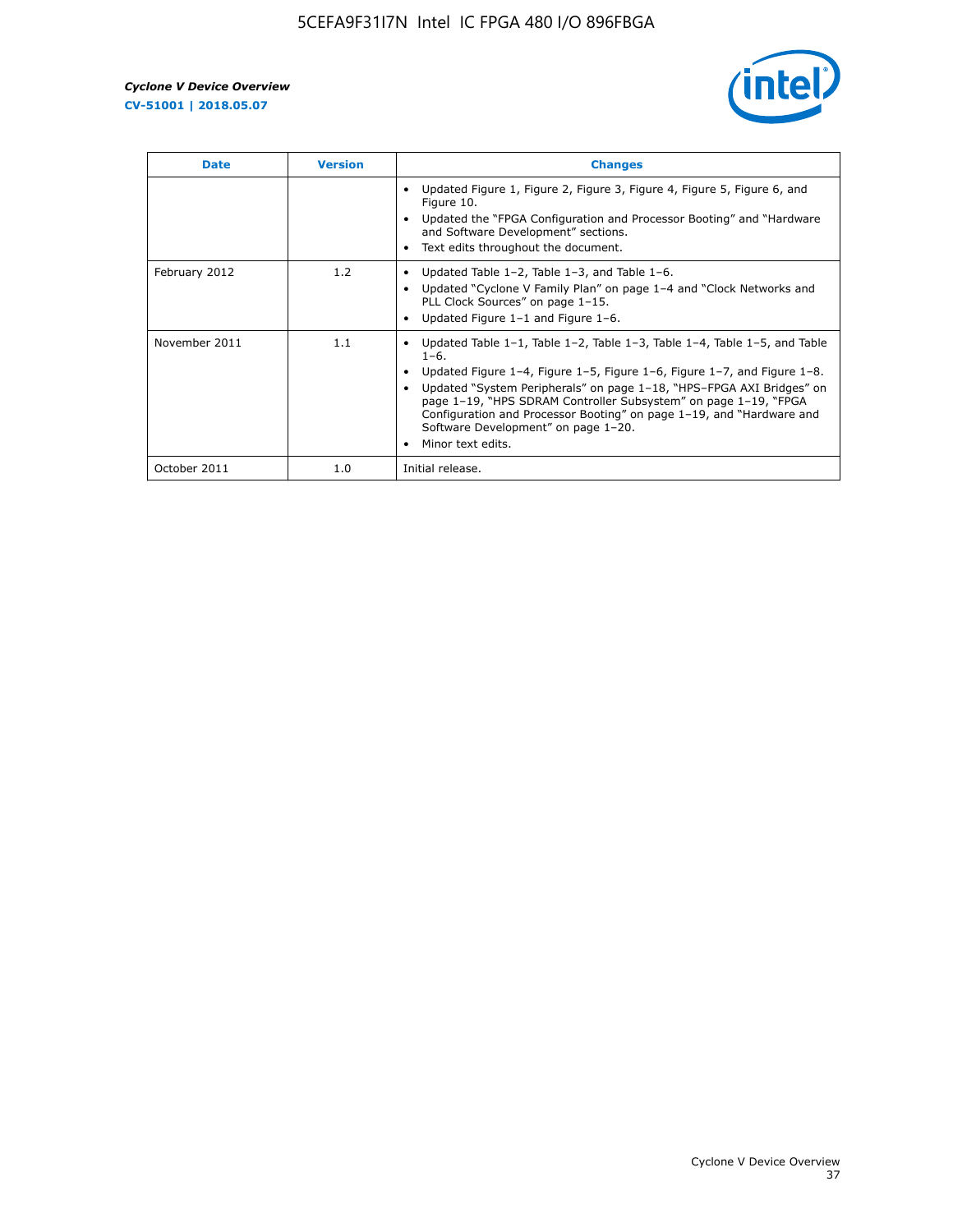| Date | Version | Changes |
| --- | --- | --- |
| | | • Updated Figure 1, Figure 2, Figure 3, Figure 4, Figure 5, Figure 6, and Figure 10.<br>• Updated the "FPGA Configuration and Processor Booting" and "Hardware and Software Development" sections.<br>• Text edits throughout the document. |
| February 2012 | 1.2 | • Updated Table 1–2, Table 1–3, and Table 1–6.<br>• Updated "Cyclone V Family Plan" on page 1–4 and "Clock Networks and PLL Clock Sources" on page 1–15.<br>• Updated Figure 1–1 and Figure 1–6. |
| November 2011 | 1.1 | • Updated Table 1–1, Table 1–2, Table 1–3, Table 1–4, Table 1–5, and Table 1–6.<br>• Updated Figure 1–4, Figure 1–5, Figure 1–6, Figure 1–7, and Figure 1–8.<br>• Updated "System Peripherals" on page 1–18, "HPS–FPGA AXI Bridges" on page 1–19, "HPS SDRAM Controller Subsystem" on page 1–19, "FPGA Configuration and Processor Booting" on page 1–19, and "Hardware and Software Development" on page 1–20.<br>• Minor text edits. |
| October 2011 | 1.0 | Initial release. |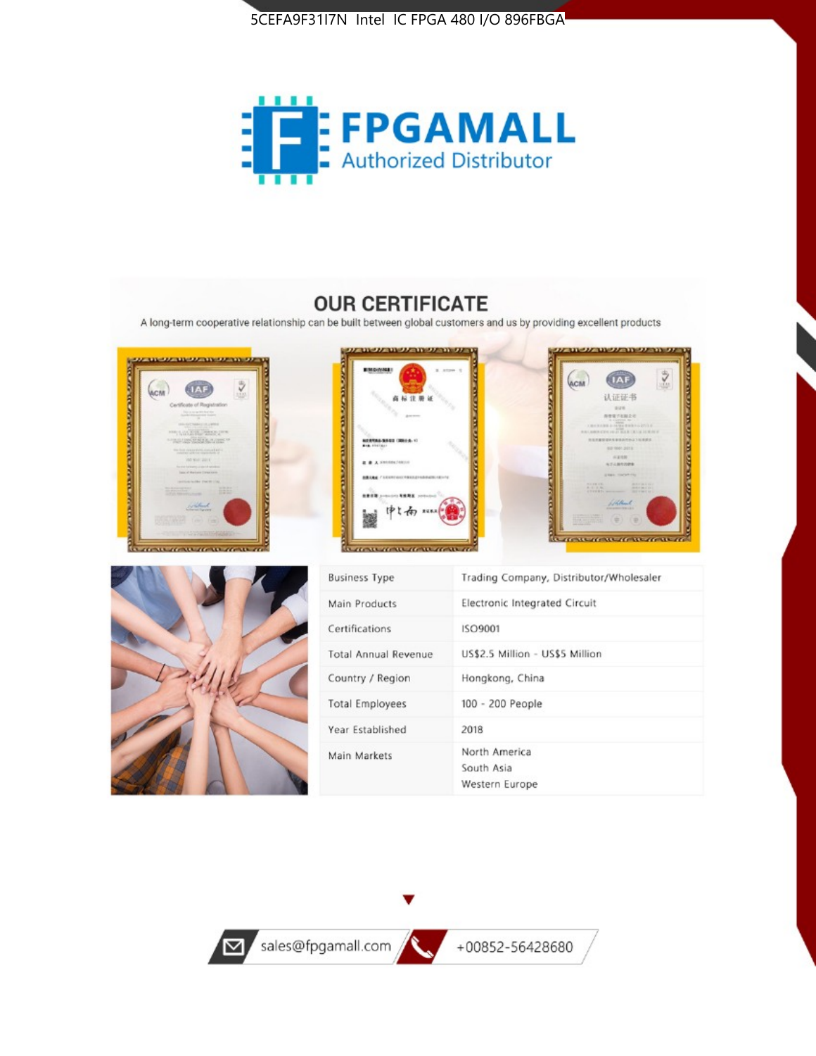FPGAMALL

Authorized Distributor

## OUR CERTIFICATE

A long-term cooperative relationship can be built between global customers and us by providing excellent products

| | |
|---|---|
| Business Type | Trading Company, Distributor/Wholesaler |
| Main Products | Electronic Integrated Circuit |
| Certifications | ISO9001 |
| Total Annual Revenue | US$2.5 Million - US$5 Million |
| Country / Region | Hongkong, China |
| Total Employees | 100 - 200 People |
| Year Established | 2018 |
| Main Markets | North America<br>South Asia<br>Western Europe |

sales@fpgamall.com

+00852-56428680